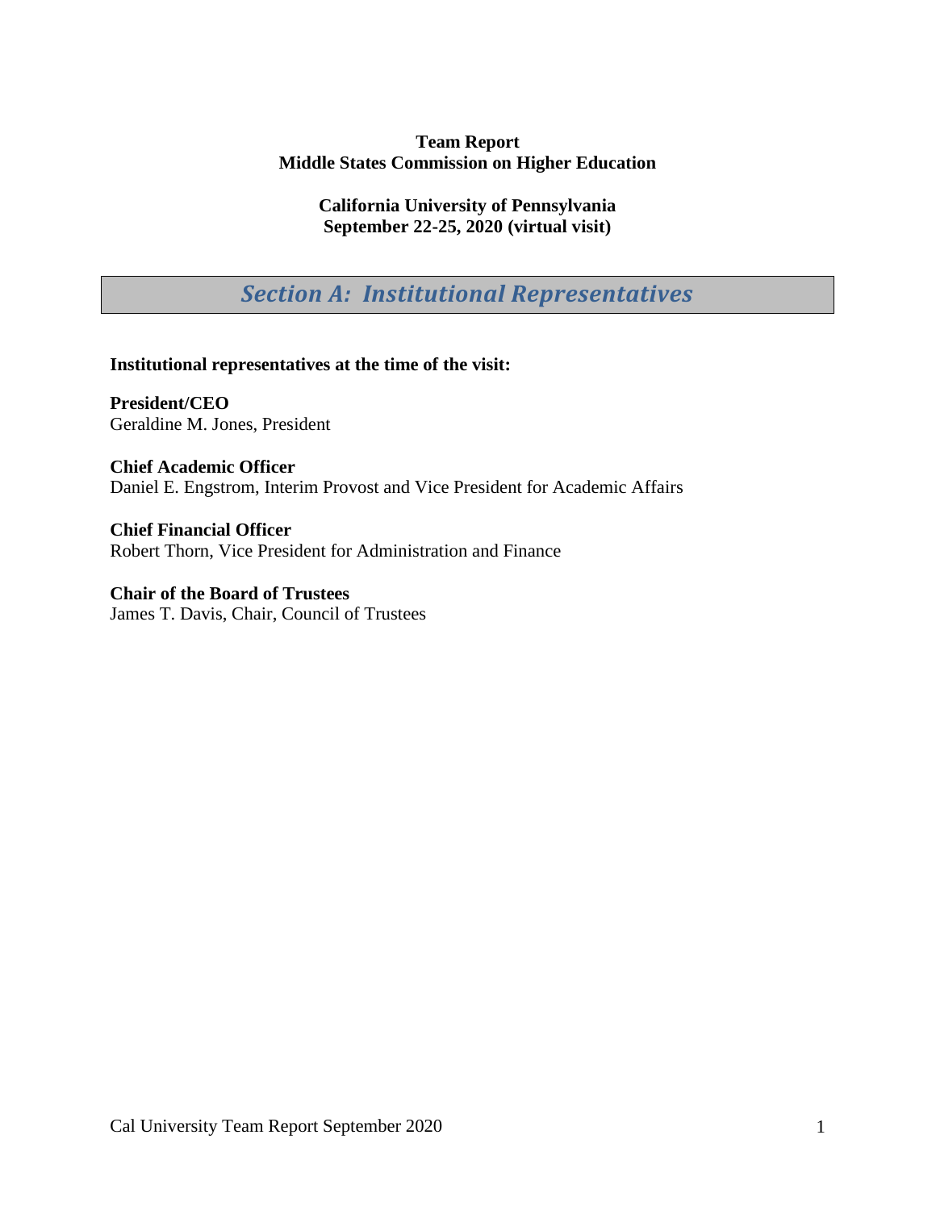**Team Report**
**Middle States Commission on Higher Education**

**California University of Pennsylvania**
**September 22-25, 2020 (virtual visit)**

## *Section A: Institutional Representatives*

**Institutional representatives at the time of the visit:**

**President/CEO**
Geraldine M. Jones, President

**Chief Academic Officer**
Daniel E. Engstrom, Interim Provost and Vice President for Academic Affairs

**Chief Financial Officer**
Robert Thorn, Vice President for Administration and Finance

**Chair of the Board of Trustees**
James T. Davis, Chair, Council of Trustees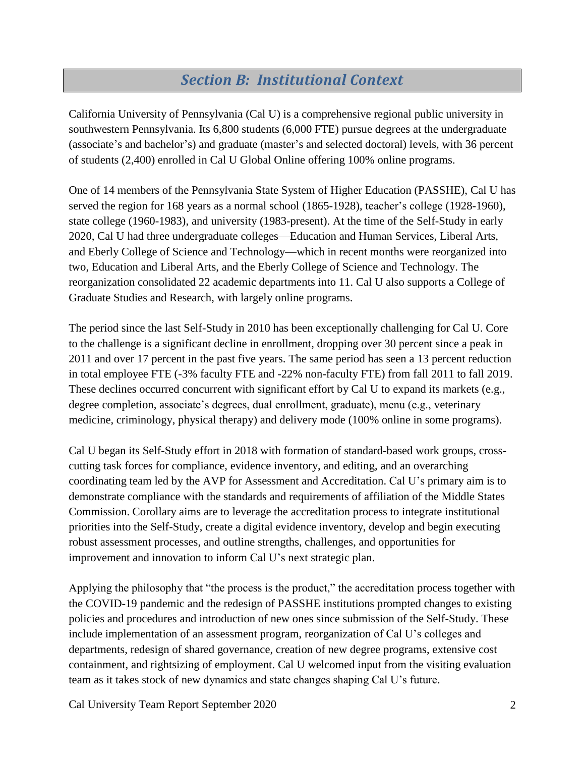## *Section B: Institutional Context*

California University of Pennsylvania (Cal U) is a comprehensive regional public university in southwestern Pennsylvania. Its 6,800 students (6,000 FTE) pursue degrees at the undergraduate (associate's and bachelor's) and graduate (master's and selected doctoral) levels, with 36 percent of students (2,400) enrolled in Cal U Global Online offering 100% online programs.

One of 14 members of the Pennsylvania State System of Higher Education (PASSHE), Cal U has served the region for 168 years as a normal school (1865-1928), teacher's college (1928-1960), state college (1960-1983), and university (1983-present). At the time of the Self-Study in early 2020, Cal U had three undergraduate colleges—Education and Human Services, Liberal Arts, and Eberly College of Science and Technology—which in recent months were reorganized into two, Education and Liberal Arts, and the Eberly College of Science and Technology. The reorganization consolidated 22 academic departments into 11. Cal U also supports a College of Graduate Studies and Research, with largely online programs.

The period since the last Self-Study in 2010 has been exceptionally challenging for Cal U. Core to the challenge is a significant decline in enrollment, dropping over 30 percent since a peak in 2011 and over 17 percent in the past five years. The same period has seen a 13 percent reduction in total employee FTE (-3% faculty FTE and -22% non-faculty FTE) from fall 2011 to fall 2019. These declines occurred concurrent with significant effort by Cal U to expand its markets (e.g., degree completion, associate's degrees, dual enrollment, graduate), menu (e.g., veterinary medicine, criminology, physical therapy) and delivery mode (100% online in some programs).

Cal U began its Self-Study effort in 2018 with formation of standard-based work groups, cross-cutting task forces for compliance, evidence inventory, and editing, and an overarching coordinating team led by the AVP for Assessment and Accreditation. Cal U's primary aim is to demonstrate compliance with the standards and requirements of affiliation of the Middle States Commission. Corollary aims are to leverage the accreditation process to integrate institutional priorities into the Self-Study, create a digital evidence inventory, develop and begin executing robust assessment processes, and outline strengths, challenges, and opportunities for improvement and innovation to inform Cal U's next strategic plan.

Applying the philosophy that "the process is the product," the accreditation process together with the COVID-19 pandemic and the redesign of PASSHE institutions prompted changes to existing policies and procedures and introduction of new ones since submission of the Self-Study. These include implementation of an assessment program, reorganization of Cal U's colleges and departments, redesign of shared governance, creation of new degree programs, extensive cost containment, and rightsizing of employment. Cal U welcomed input from the visiting evaluation team as it takes stock of new dynamics and state changes shaping Cal U's future.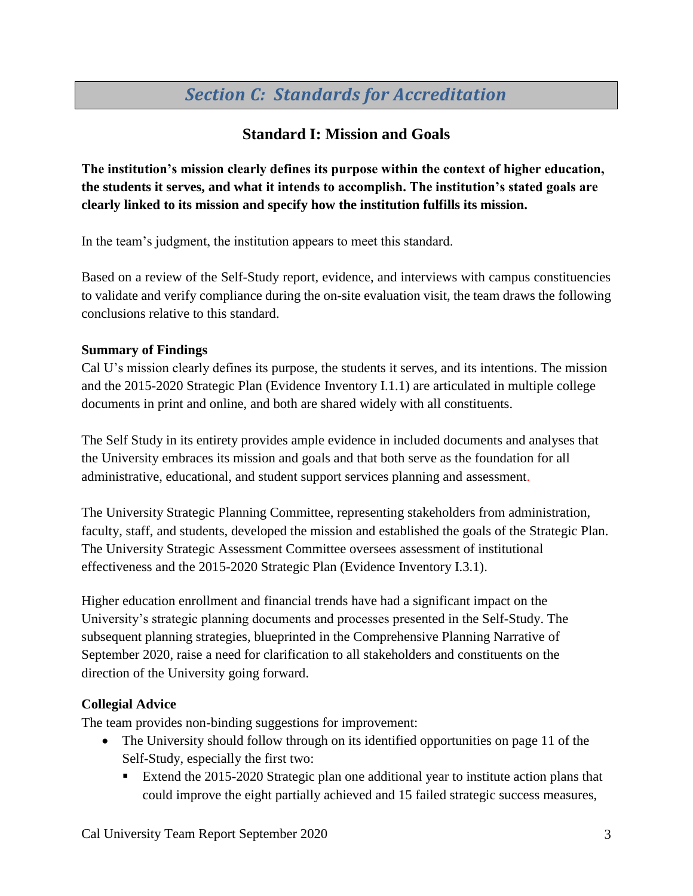# *Section C: Standards for Accreditation*

## Standard I: Mission and Goals

**The institution's mission clearly defines its purpose within the context of higher education, the students it serves, and what it intends to accomplish. The institution's stated goals are clearly linked to its mission and specify how the institution fulfills its mission.**

In the team's judgment, the institution appears to meet this standard.

Based on a review of the Self-Study report, evidence, and interviews with campus constituencies to validate and verify compliance during the on-site evaluation visit, the team draws the following conclusions relative to this standard.

**Summary of Findings**

Cal U's mission clearly defines its purpose, the students it serves, and its intentions. The mission and the 2015-2020 Strategic Plan (Evidence Inventory I.1.1) are articulated in multiple college documents in print and online, and both are shared widely with all constituents.

The Self Study in its entirety provides ample evidence in included documents and analyses that the University embraces its mission and goals and that both serve as the foundation for all administrative, educational, and student support services planning and assessment.

The University Strategic Planning Committee, representing stakeholders from administration, faculty, staff, and students, developed the mission and established the goals of the Strategic Plan. The University Strategic Assessment Committee oversees assessment of institutional effectiveness and the 2015-2020 Strategic Plan (Evidence Inventory I.3.1).

Higher education enrollment and financial trends have had a significant impact on the University's strategic planning documents and processes presented in the Self-Study. The subsequent planning strategies, blueprinted in the Comprehensive Planning Narrative of September 2020, raise a need for clarification to all stakeholders and constituents on the direction of the University going forward.

**Collegial Advice**

The team provides non-binding suggestions for improvement:

- The University should follow through on its identified opportunities on page 11 of the Self-Study, especially the first two:
  - Extend the 2015-2020 Strategic plan one additional year to institute action plans that could improve the eight partially achieved and 15 failed strategic success measures,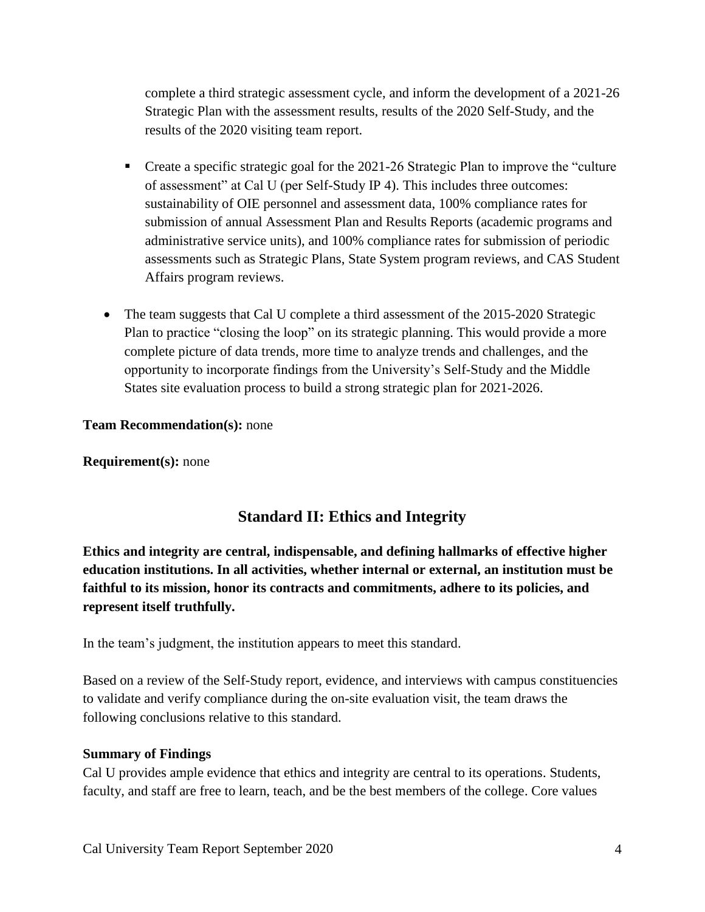complete a third strategic assessment cycle, and inform the development of a 2021-26 Strategic Plan with the assessment results, results of the 2020 Self-Study, and the results of the 2020 visiting team report.

    - Create a specific strategic goal for the 2021-26 Strategic Plan to improve the "culture of assessment" at Cal U (per Self-Study IP 4). This includes three outcomes: sustainability of OIE personnel and assessment data, 100% compliance rates for submission of annual Assessment Plan and Results Reports (academic programs and administrative service units), and 100% compliance rates for submission of periodic assessments such as Strategic Plans, State System program reviews, and CAS Student Affairs program reviews.

- The team suggests that Cal U complete a third assessment of the 2015-2020 Strategic Plan to practice "closing the loop" on its strategic planning. This would provide a more complete picture of data trends, more time to analyze trends and challenges, and the opportunity to incorporate findings from the University's Self-Study and the Middle States site evaluation process to build a strong strategic plan for 2021-2026.

**Team Recommendation(s):** none

**Requirement(s):** none

## Standard II: Ethics and Integrity

**Ethics and integrity are central, indispensable, and defining hallmarks of effective higher education institutions. In all activities, whether internal or external, an institution must be faithful to its mission, honor its contracts and commitments, adhere to its policies, and represent itself truthfully.**

In the team's judgment, the institution appears to meet this standard.

Based on a review of the Self-Study report, evidence, and interviews with campus constituencies to validate and verify compliance during the on-site evaluation visit, the team draws the following conclusions relative to this standard.

**Summary of Findings**

Cal U provides ample evidence that ethics and integrity are central to its operations. Students, faculty, and staff are free to learn, teach, and be the best members of the college. Core values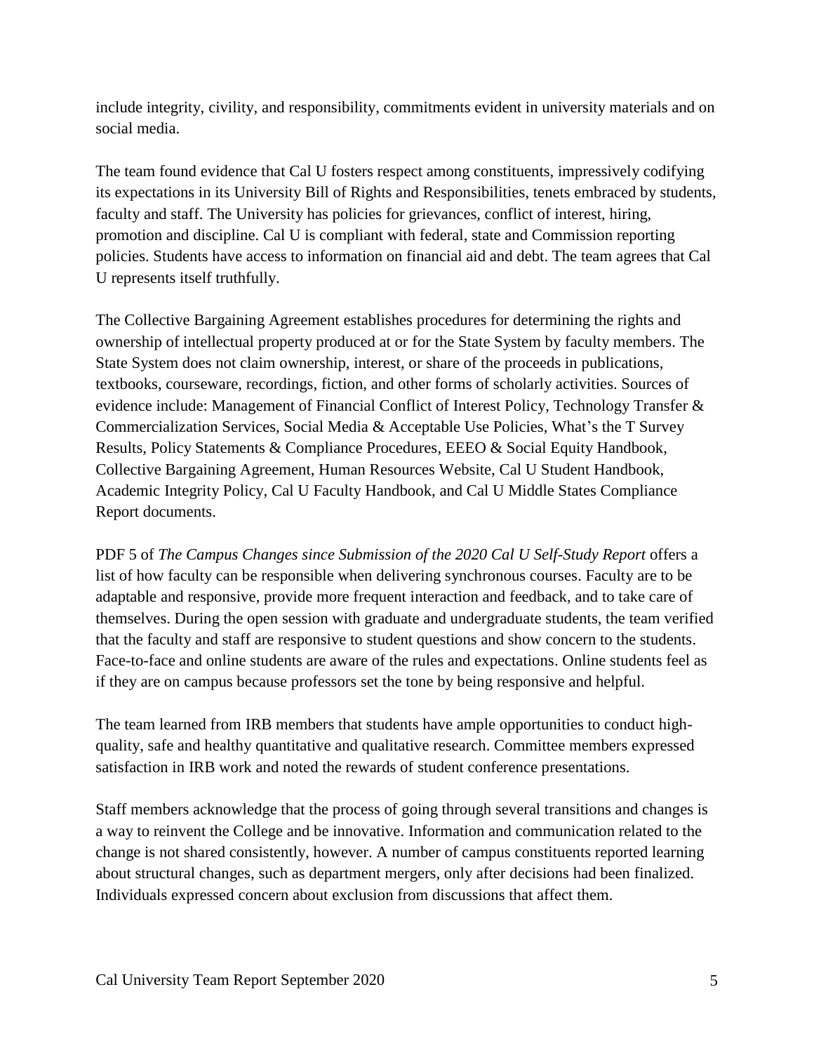include integrity, civility, and responsibility, commitments evident in university materials and on social media.

The team found evidence that Cal U fosters respect among constituents, impressively codifying its expectations in its University Bill of Rights and Responsibilities, tenets embraced by students, faculty and staff. The University has policies for grievances, conflict of interest, hiring, promotion and discipline. Cal U is compliant with federal, state and Commission reporting policies. Students have access to information on financial aid and debt. The team agrees that Cal U represents itself truthfully.

The Collective Bargaining Agreement establishes procedures for determining the rights and ownership of intellectual property produced at or for the State System by faculty members. The State System does not claim ownership, interest, or share of the proceeds in publications, textbooks, courseware, recordings, fiction, and other forms of scholarly activities. Sources of evidence include: Management of Financial Conflict of Interest Policy, Technology Transfer & Commercialization Services, Social Media & Acceptable Use Policies, What's the T Survey Results, Policy Statements & Compliance Procedures, EEEO & Social Equity Handbook, Collective Bargaining Agreement, Human Resources Website, Cal U Student Handbook, Academic Integrity Policy, Cal U Faculty Handbook, and Cal U Middle States Compliance Report documents.

PDF 5 of *The Campus Changes since Submission of the 2020 Cal U Self-Study Report* offers a list of how faculty can be responsible when delivering synchronous courses. Faculty are to be adaptable and responsive, provide more frequent interaction and feedback, and to take care of themselves. During the open session with graduate and undergraduate students, the team verified that the faculty and staff are responsive to student questions and show concern to the students. Face-to-face and online students are aware of the rules and expectations. Online students feel as if they are on campus because professors set the tone by being responsive and helpful.

The team learned from IRB members that students have ample opportunities to conduct high-quality, safe and healthy quantitative and qualitative research. Committee members expressed satisfaction in IRB work and noted the rewards of student conference presentations.

Staff members acknowledge that the process of going through several transitions and changes is a way to reinvent the College and be innovative. Information and communication related to the change is not shared consistently, however. A number of campus constituents reported learning about structural changes, such as department mergers, only after decisions had been finalized. Individuals expressed concern about exclusion from discussions that affect them.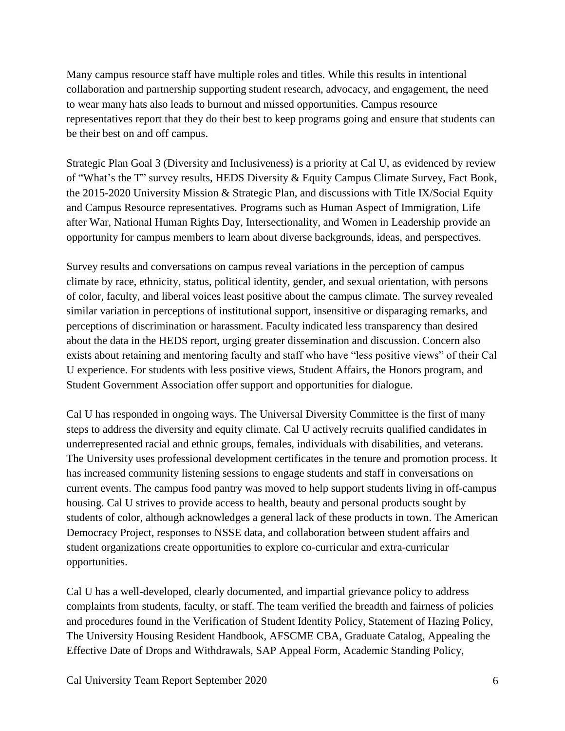Many campus resource staff have multiple roles and titles. While this results in intentional collaboration and partnership supporting student research, advocacy, and engagement, the need to wear many hats also leads to burnout and missed opportunities. Campus resource representatives report that they do their best to keep programs going and ensure that students can be their best on and off campus.

Strategic Plan Goal 3 (Diversity and Inclusiveness) is a priority at Cal U, as evidenced by review of "What's the T" survey results, HEDS Diversity & Equity Campus Climate Survey, Fact Book, the 2015-2020 University Mission & Strategic Plan, and discussions with Title IX/Social Equity and Campus Resource representatives. Programs such as Human Aspect of Immigration, Life after War, National Human Rights Day, Intersectionality, and Women in Leadership provide an opportunity for campus members to learn about diverse backgrounds, ideas, and perspectives.

Survey results and conversations on campus reveal variations in the perception of campus climate by race, ethnicity, status, political identity, gender, and sexual orientation, with persons of color, faculty, and liberal voices least positive about the campus climate. The survey revealed similar variation in perceptions of institutional support, insensitive or disparaging remarks, and perceptions of discrimination or harassment. Faculty indicated less transparency than desired about the data in the HEDS report, urging greater dissemination and discussion. Concern also exists about retaining and mentoring faculty and staff who have "less positive views" of their Cal U experience. For students with less positive views, Student Affairs, the Honors program, and Student Government Association offer support and opportunities for dialogue.

Cal U has responded in ongoing ways. The Universal Diversity Committee is the first of many steps to address the diversity and equity climate. Cal U actively recruits qualified candidates in underrepresented racial and ethnic groups, females, individuals with disabilities, and veterans. The University uses professional development certificates in the tenure and promotion process. It has increased community listening sessions to engage students and staff in conversations on current events. The campus food pantry was moved to help support students living in off-campus housing. Cal U strives to provide access to health, beauty and personal products sought by students of color, although acknowledges a general lack of these products in town. The American Democracy Project, responses to NSSE data, and collaboration between student affairs and student organizations create opportunities to explore co-curricular and extra-curricular opportunities.

Cal U has a well-developed, clearly documented, and impartial grievance policy to address complaints from students, faculty, or staff. The team verified the breadth and fairness of policies and procedures found in the Verification of Student Identity Policy, Statement of Hazing Policy, The University Housing Resident Handbook, AFSCME CBA, Graduate Catalog, Appealing the Effective Date of Drops and Withdrawals, SAP Appeal Form, Academic Standing Policy,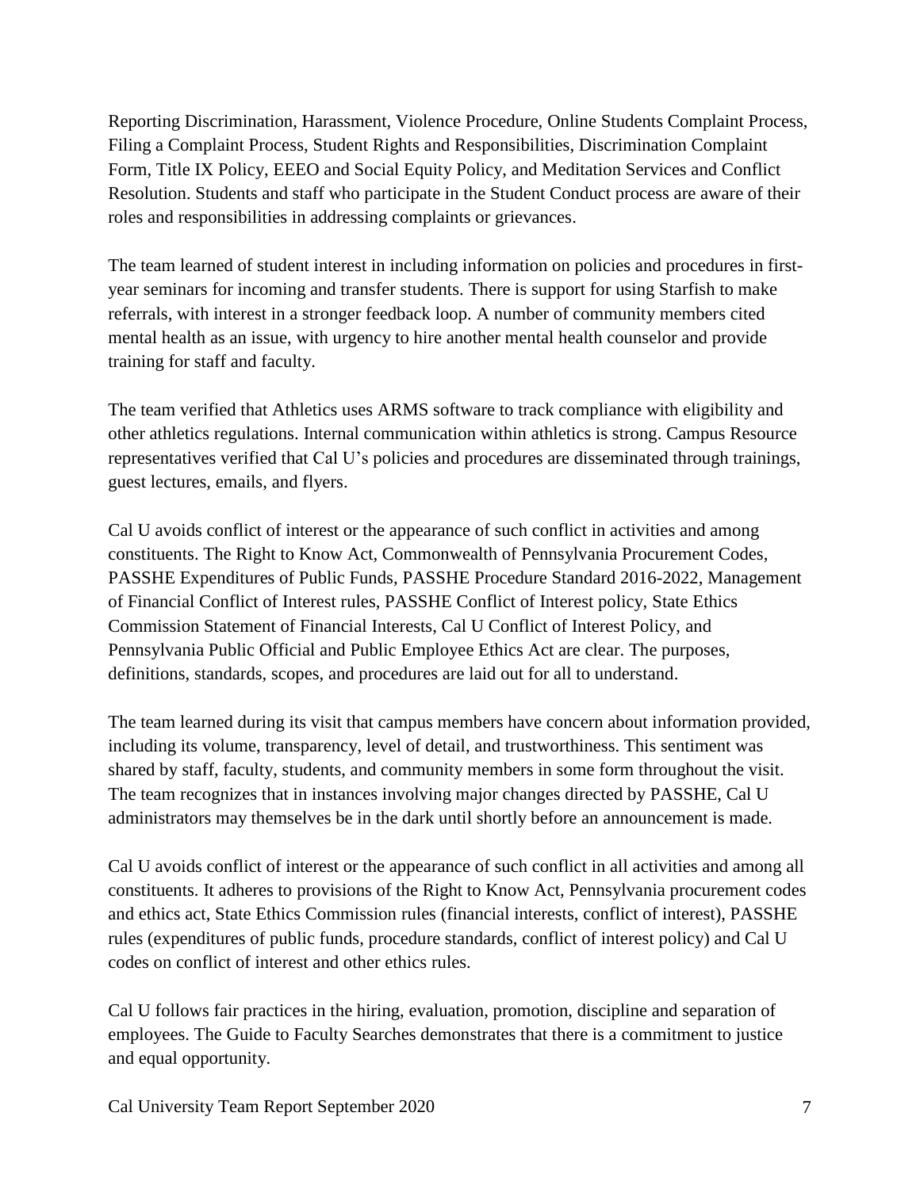Reporting Discrimination, Harassment, Violence Procedure, Online Students Complaint Process, Filing a Complaint Process, Student Rights and Responsibilities, Discrimination Complaint Form, Title IX Policy, EEEO and Social Equity Policy, and Meditation Services and Conflict Resolution. Students and staff who participate in the Student Conduct process are aware of their roles and responsibilities in addressing complaints or grievances.

The team learned of student interest in including information on policies and procedures in first-year seminars for incoming and transfer students. There is support for using Starfish to make referrals, with interest in a stronger feedback loop. A number of community members cited mental health as an issue, with urgency to hire another mental health counselor and provide training for staff and faculty.

The team verified that Athletics uses ARMS software to track compliance with eligibility and other athletics regulations. Internal communication within athletics is strong. Campus Resource representatives verified that Cal U's policies and procedures are disseminated through trainings, guest lectures, emails, and flyers.

Cal U avoids conflict of interest or the appearance of such conflict in activities and among constituents. The Right to Know Act, Commonwealth of Pennsylvania Procurement Codes, PASSHE Expenditures of Public Funds, PASSHE Procedure Standard 2016-2022, Management of Financial Conflict of Interest rules, PASSHE Conflict of Interest policy, State Ethics Commission Statement of Financial Interests, Cal U Conflict of Interest Policy, and Pennsylvania Public Official and Public Employee Ethics Act are clear. The purposes, definitions, standards, scopes, and procedures are laid out for all to understand.

The team learned during its visit that campus members have concern about information provided, including its volume, transparency, level of detail, and trustworthiness. This sentiment was shared by staff, faculty, students, and community members in some form throughout the visit. The team recognizes that in instances involving major changes directed by PASSHE, Cal U administrators may themselves be in the dark until shortly before an announcement is made.

Cal U avoids conflict of interest or the appearance of such conflict in all activities and among all constituents. It adheres to provisions of the Right to Know Act, Pennsylvania procurement codes and ethics act, State Ethics Commission rules (financial interests, conflict of interest), PASSHE rules (expenditures of public funds, procedure standards, conflict of interest policy) and Cal U codes on conflict of interest and other ethics rules.

Cal U follows fair practices in the hiring, evaluation, promotion, discipline and separation of employees. The Guide to Faculty Searches demonstrates that there is a commitment to justice and equal opportunity.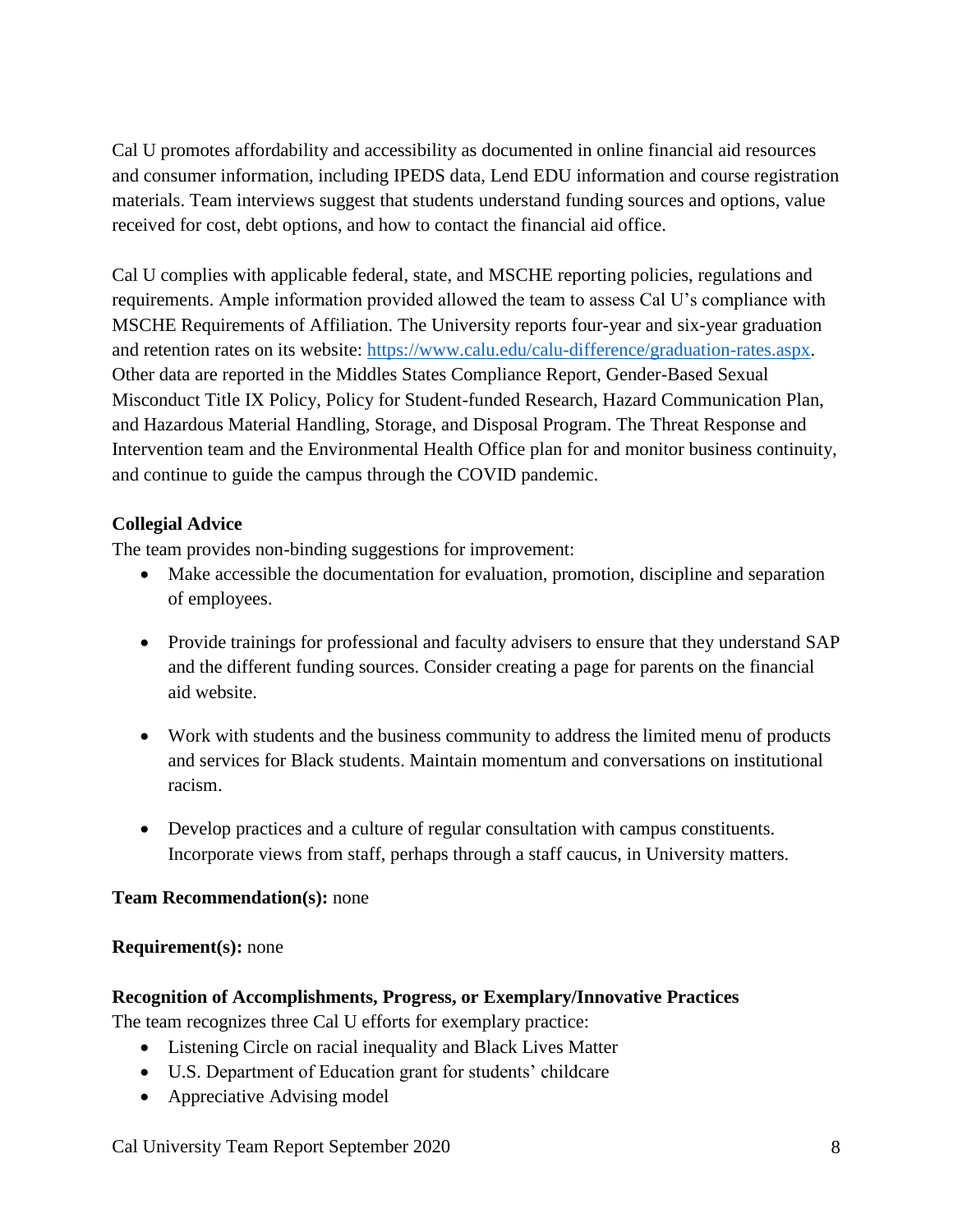Cal U promotes affordability and accessibility as documented in online financial aid resources and consumer information, including IPEDS data, Lend EDU information and course registration materials. Team interviews suggest that students understand funding sources and options, value received for cost, debt options, and how to contact the financial aid office.

Cal U complies with applicable federal, state, and MSCHE reporting policies, regulations and requirements. Ample information provided allowed the team to assess Cal U's compliance with MSCHE Requirements of Affiliation. The University reports four-year and six-year graduation and retention rates on its website: [https://www.calu.edu/calu-difference/graduation-rates.aspx](https://www.calu.edu/calu-difference/graduation-rates.aspx). Other data are reported in the Middles States Compliance Report, Gender-Based Sexual Misconduct Title IX Policy, Policy for Student-funded Research, Hazard Communication Plan, and Hazardous Material Handling, Storage, and Disposal Program. The Threat Response and Intervention team and the Environmental Health Office plan for and monitor business continuity, and continue to guide the campus through the COVID pandemic.

**Collegial Advice**

The team provides non-binding suggestions for improvement:

- Make accessible the documentation for evaluation, promotion, discipline and separation of employees.
- Provide trainings for professional and faculty advisers to ensure that they understand SAP and the different funding sources. Consider creating a page for parents on the financial aid website.
- Work with students and the business community to address the limited menu of products and services for Black students. Maintain momentum and conversations on institutional racism.
- Develop practices and a culture of regular consultation with campus constituents. Incorporate views from staff, perhaps through a staff caucus, in University matters.

**Team Recommendation(s):** none

**Requirement(s):** none

**Recognition of Accomplishments, Progress, or Exemplary/Innovative Practices**

The team recognizes three Cal U efforts for exemplary practice:

- Listening Circle on racial inequality and Black Lives Matter
- U.S. Department of Education grant for students' childcare
- Appreciative Advising model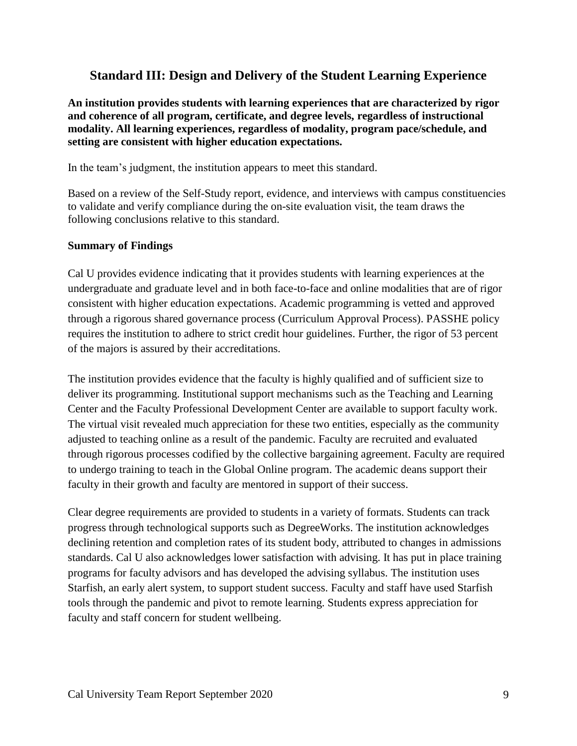## Standard III: Design and Delivery of the Student Learning Experience

**An institution provides students with learning experiences that are characterized by rigor and coherence of all program, certificate, and degree levels, regardless of instructional modality. All learning experiences, regardless of modality, program pace/schedule, and setting are consistent with higher education expectations.**

In the team's judgment, the institution appears to meet this standard.

Based on a review of the Self-Study report, evidence, and interviews with campus constituencies to validate and verify compliance during the on-site evaluation visit, the team draws the following conclusions relative to this standard.

**Summary of Findings**

Cal U provides evidence indicating that it provides students with learning experiences at the undergraduate and graduate level and in both face-to-face and online modalities that are of rigor consistent with higher education expectations. Academic programming is vetted and approved through a rigorous shared governance process (Curriculum Approval Process). PASSHE policy requires the institution to adhere to strict credit hour guidelines. Further, the rigor of 53 percent of the majors is assured by their accreditations.

The institution provides evidence that the faculty is highly qualified and of sufficient size to deliver its programming. Institutional support mechanisms such as the Teaching and Learning Center and the Faculty Professional Development Center are available to support faculty work. The virtual visit revealed much appreciation for these two entities, especially as the community adjusted to teaching online as a result of the pandemic. Faculty are recruited and evaluated through rigorous processes codified by the collective bargaining agreement. Faculty are required to undergo training to teach in the Global Online program. The academic deans support their faculty in their growth and faculty are mentored in support of their success.

Clear degree requirements are provided to students in a variety of formats. Students can track progress through technological supports such as DegreeWorks. The institution acknowledges declining retention and completion rates of its student body, attributed to changes in admissions standards. Cal U also acknowledges lower satisfaction with advising. It has put in place training programs for faculty advisors and has developed the advising syllabus. The institution uses Starfish, an early alert system, to support student success. Faculty and staff have used Starfish tools through the pandemic and pivot to remote learning. Students express appreciation for faculty and staff concern for student wellbeing.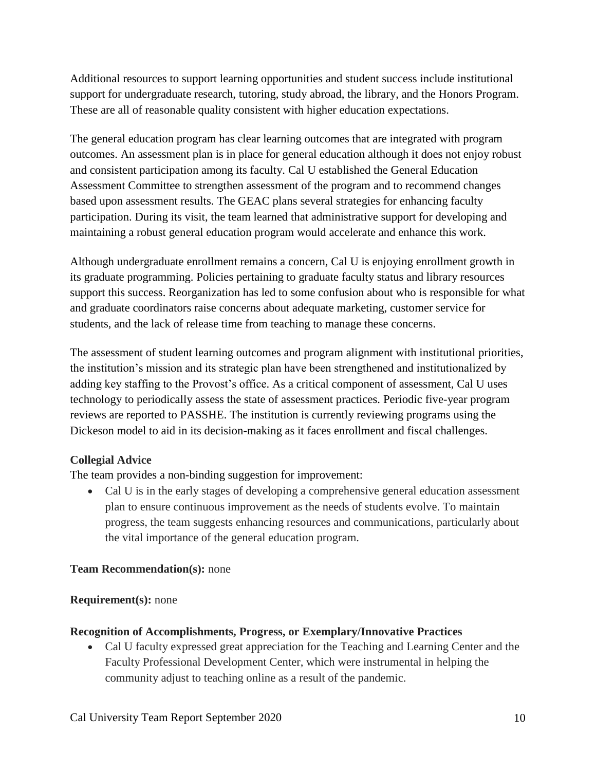Additional resources to support learning opportunities and student success include institutional support for undergraduate research, tutoring, study abroad, the library, and the Honors Program. These are all of reasonable quality consistent with higher education expectations.

The general education program has clear learning outcomes that are integrated with program outcomes. An assessment plan is in place for general education although it does not enjoy robust and consistent participation among its faculty. Cal U established the General Education Assessment Committee to strengthen assessment of the program and to recommend changes based upon assessment results. The GEAC plans several strategies for enhancing faculty participation. During its visit, the team learned that administrative support for developing and maintaining a robust general education program would accelerate and enhance this work.

Although undergraduate enrollment remains a concern, Cal U is enjoying enrollment growth in its graduate programming. Policies pertaining to graduate faculty status and library resources support this success. Reorganization has led to some confusion about who is responsible for what and graduate coordinators raise concerns about adequate marketing, customer service for students, and the lack of release time from teaching to manage these concerns.

The assessment of student learning outcomes and program alignment with institutional priorities, the institution's mission and its strategic plan have been strengthened and institutionalized by adding key staffing to the Provost's office. As a critical component of assessment, Cal U uses technology to periodically assess the state of assessment practices. Periodic five-year program reviews are reported to PASSHE. The institution is currently reviewing programs using the Dickeson model to aid in its decision-making as it faces enrollment and fiscal challenges.

**Collegial Advice**

The team provides a non-binding suggestion for improvement:

- Cal U is in the early stages of developing a comprehensive general education assessment plan to ensure continuous improvement as the needs of students evolve. To maintain progress, the team suggests enhancing resources and communications, particularly about the vital importance of the general education program.

**Team Recommendation(s):** none

**Requirement(s):** none

**Recognition of Accomplishments, Progress, or Exemplary/Innovative Practices**

- Cal U faculty expressed great appreciation for the Teaching and Learning Center and the Faculty Professional Development Center, which were instrumental in helping the community adjust to teaching online as a result of the pandemic.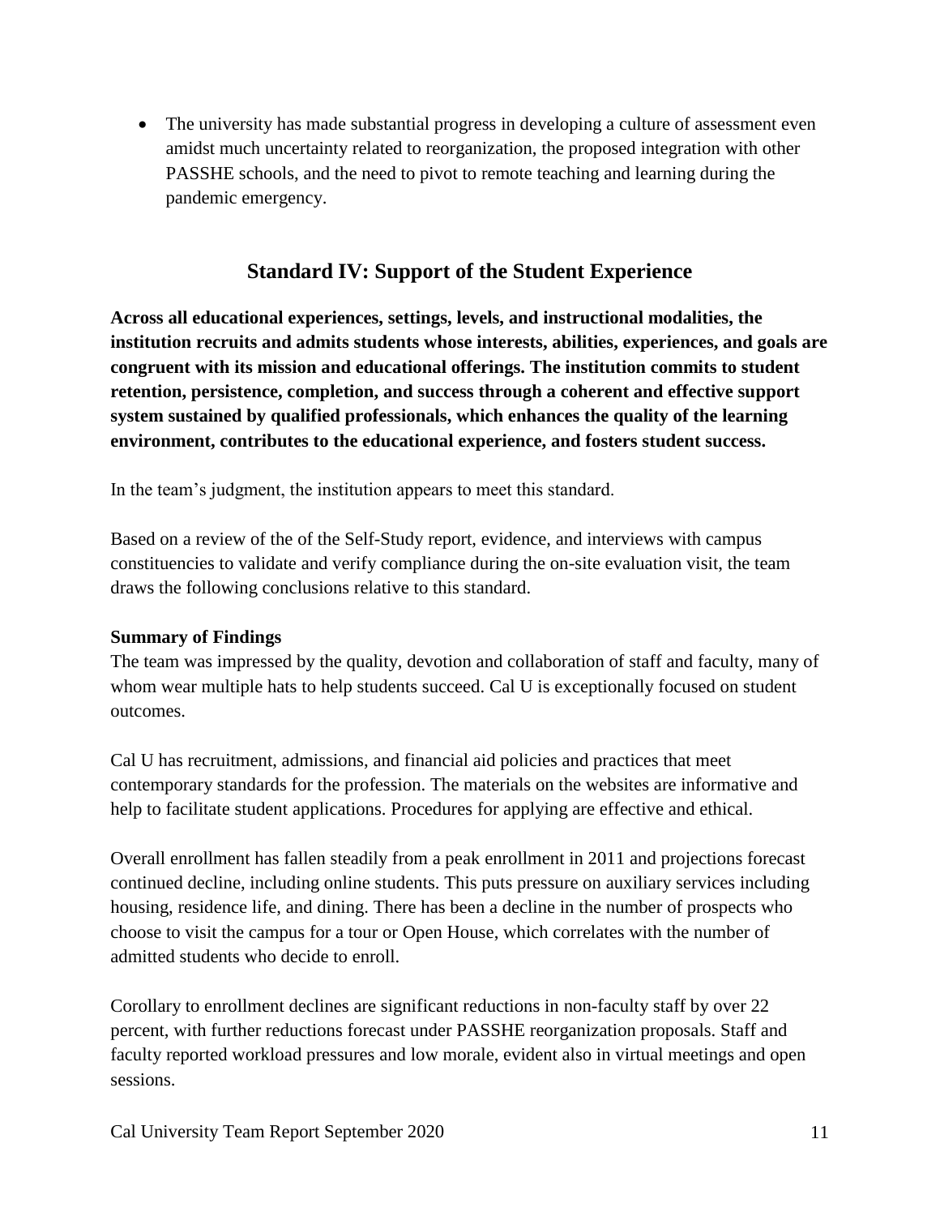- The university has made substantial progress in developing a culture of assessment even amidst much uncertainty related to reorganization, the proposed integration with other PASSHE schools, and the need to pivot to remote teaching and learning during the pandemic emergency.

## Standard IV: Support of the Student Experience

**Across all educational experiences, settings, levels, and instructional modalities, the institution recruits and admits students whose interests, abilities, experiences, and goals are congruent with its mission and educational offerings. The institution commits to student retention, persistence, completion, and success through a coherent and effective support system sustained by qualified professionals, which enhances the quality of the learning environment, contributes to the educational experience, and fosters student success.**

In the team's judgment, the institution appears to meet this standard.

Based on a review of the of the Self-Study report, evidence, and interviews with campus constituencies to validate and verify compliance during the on-site evaluation visit, the team draws the following conclusions relative to this standard.

**Summary of Findings**

The team was impressed by the quality, devotion and collaboration of staff and faculty, many of whom wear multiple hats to help students succeed. Cal U is exceptionally focused on student outcomes.

Cal U has recruitment, admissions, and financial aid policies and practices that meet contemporary standards for the profession. The materials on the websites are informative and help to facilitate student applications. Procedures for applying are effective and ethical.

Overall enrollment has fallen steadily from a peak enrollment in 2011 and projections forecast continued decline, including online students. This puts pressure on auxiliary services including housing, residence life, and dining. There has been a decline in the number of prospects who choose to visit the campus for a tour or Open House, which correlates with the number of admitted students who decide to enroll.

Corollary to enrollment declines are significant reductions in non-faculty staff by over 22 percent, with further reductions forecast under PASSHE reorganization proposals. Staff and faculty reported workload pressures and low morale, evident also in virtual meetings and open sessions.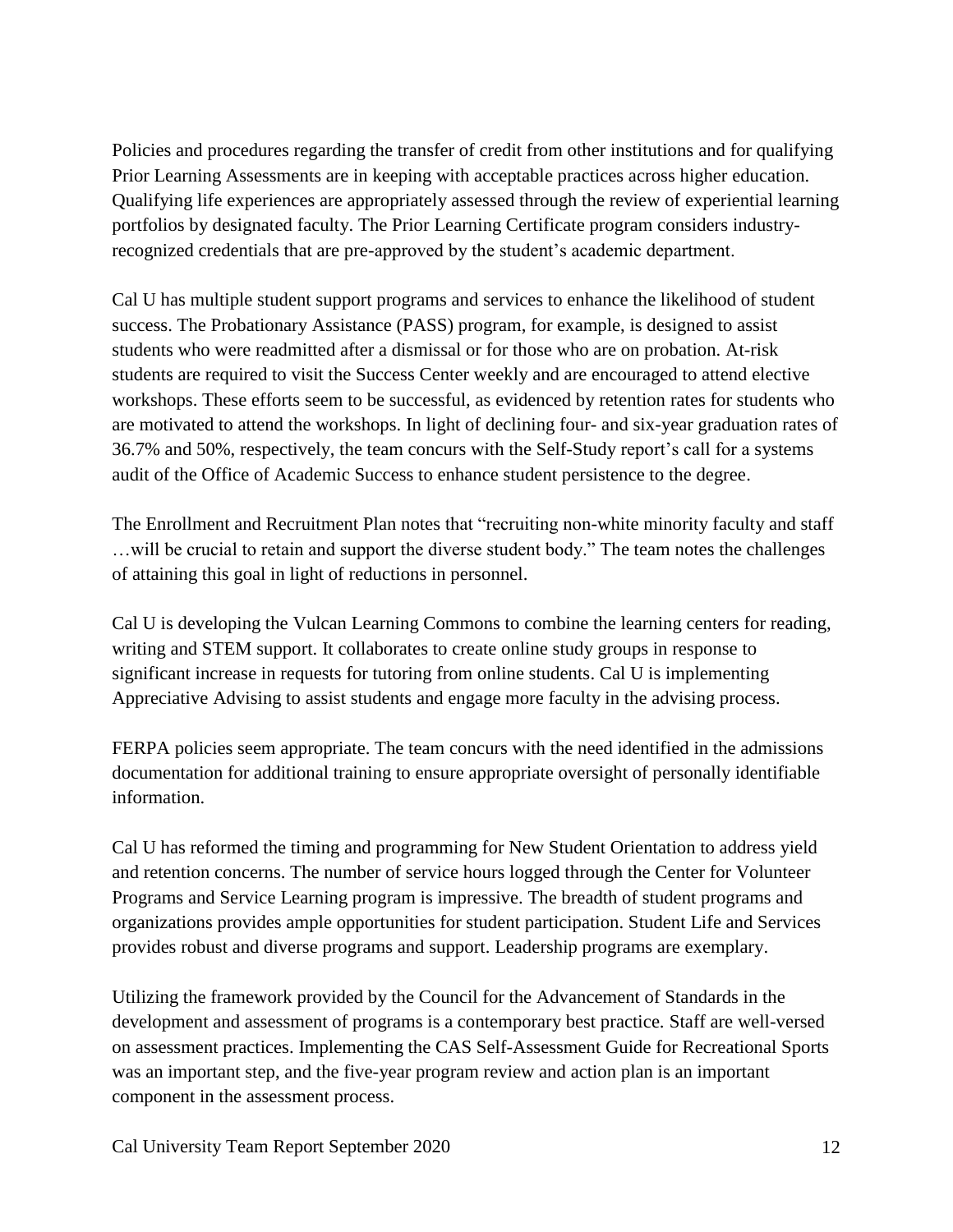Policies and procedures regarding the transfer of credit from other institutions and for qualifying Prior Learning Assessments are in keeping with acceptable practices across higher education. Qualifying life experiences are appropriately assessed through the review of experiential learning portfolios by designated faculty. The Prior Learning Certificate program considers industry-recognized credentials that are pre-approved by the student's academic department.

Cal U has multiple student support programs and services to enhance the likelihood of student success. The Probationary Assistance (PASS) program, for example, is designed to assist students who were readmitted after a dismissal or for those who are on probation. At-risk students are required to visit the Success Center weekly and are encouraged to attend elective workshops. These efforts seem to be successful, as evidenced by retention rates for students who are motivated to attend the workshops. In light of declining four- and six-year graduation rates of 36.7% and 50%, respectively, the team concurs with the Self-Study report's call for a systems audit of the Office of Academic Success to enhance student persistence to the degree.

The Enrollment and Recruitment Plan notes that "recruiting non-white minority faculty and staff …will be crucial to retain and support the diverse student body." The team notes the challenges of attaining this goal in light of reductions in personnel.

Cal U is developing the Vulcan Learning Commons to combine the learning centers for reading, writing and STEM support. It collaborates to create online study groups in response to significant increase in requests for tutoring from online students. Cal U is implementing Appreciative Advising to assist students and engage more faculty in the advising process.

FERPA policies seem appropriate. The team concurs with the need identified in the admissions documentation for additional training to ensure appropriate oversight of personally identifiable information.

Cal U has reformed the timing and programming for New Student Orientation to address yield and retention concerns. The number of service hours logged through the Center for Volunteer Programs and Service Learning program is impressive. The breadth of student programs and organizations provides ample opportunities for student participation. Student Life and Services provides robust and diverse programs and support. Leadership programs are exemplary.

Utilizing the framework provided by the Council for the Advancement of Standards in the development and assessment of programs is a contemporary best practice. Staff are well-versed on assessment practices. Implementing the CAS Self-Assessment Guide for Recreational Sports was an important step, and the five-year program review and action plan is an important component in the assessment process.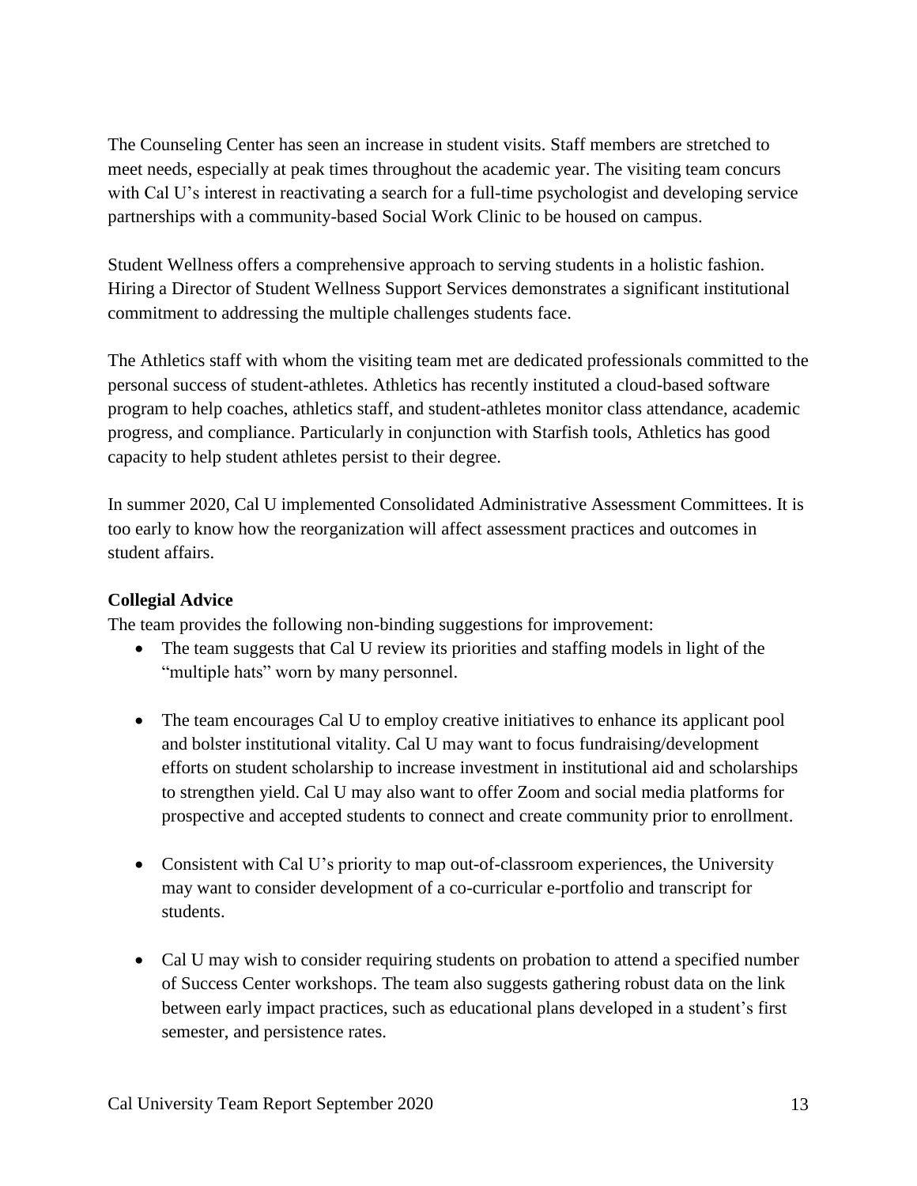The Counseling Center has seen an increase in student visits. Staff members are stretched to meet needs, especially at peak times throughout the academic year. The visiting team concurs with Cal U's interest in reactivating a search for a full-time psychologist and developing service partnerships with a community-based Social Work Clinic to be housed on campus.

Student Wellness offers a comprehensive approach to serving students in a holistic fashion. Hiring a Director of Student Wellness Support Services demonstrates a significant institutional commitment to addressing the multiple challenges students face.

The Athletics staff with whom the visiting team met are dedicated professionals committed to the personal success of student-athletes. Athletics has recently instituted a cloud-based software program to help coaches, athletics staff, and student-athletes monitor class attendance, academic progress, and compliance. Particularly in conjunction with Starfish tools, Athletics has good capacity to help student athletes persist to their degree.

In summer 2020, Cal U implemented Consolidated Administrative Assessment Committees. It is too early to know how the reorganization will affect assessment practices and outcomes in student affairs.

**Collegial Advice**

The team provides the following non-binding suggestions for improvement:

- The team suggests that Cal U review its priorities and staffing models in light of the "multiple hats" worn by many personnel.
- The team encourages Cal U to employ creative initiatives to enhance its applicant pool and bolster institutional vitality. Cal U may want to focus fundraising/development efforts on student scholarship to increase investment in institutional aid and scholarships to strengthen yield. Cal U may also want to offer Zoom and social media platforms for prospective and accepted students to connect and create community prior to enrollment.
- Consistent with Cal U's priority to map out-of-classroom experiences, the University may want to consider development of a co-curricular e-portfolio and transcript for students.
- Cal U may wish to consider requiring students on probation to attend a specified number of Success Center workshops. The team also suggests gathering robust data on the link between early impact practices, such as educational plans developed in a student's first semester, and persistence rates.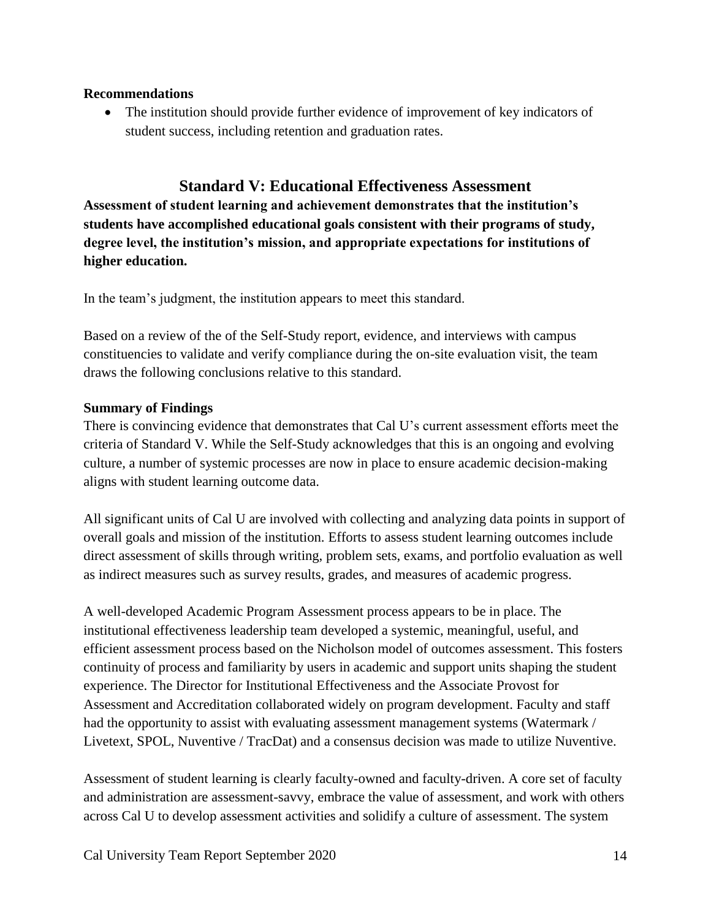**Recommendations**

- The institution should provide further evidence of improvement of key indicators of student success, including retention and graduation rates.

## Standard V: Educational Effectiveness Assessment

**Assessment of student learning and achievement demonstrates that the institution's students have accomplished educational goals consistent with their programs of study, degree level, the institution's mission, and appropriate expectations for institutions of higher education.**

In the team's judgment, the institution appears to meet this standard.

Based on a review of the of the Self-Study report, evidence, and interviews with campus constituencies to validate and verify compliance during the on-site evaluation visit, the team draws the following conclusions relative to this standard.

**Summary of Findings**

There is convincing evidence that demonstrates that Cal U's current assessment efforts meet the criteria of Standard V. While the Self-Study acknowledges that this is an ongoing and evolving culture, a number of systemic processes are now in place to ensure academic decision-making aligns with student learning outcome data.

All significant units of Cal U are involved with collecting and analyzing data points in support of overall goals and mission of the institution. Efforts to assess student learning outcomes include direct assessment of skills through writing, problem sets, exams, and portfolio evaluation as well as indirect measures such as survey results, grades, and measures of academic progress.

A well-developed Academic Program Assessment process appears to be in place. The institutional effectiveness leadership team developed a systemic, meaningful, useful, and efficient assessment process based on the Nicholson model of outcomes assessment. This fosters continuity of process and familiarity by users in academic and support units shaping the student experience. The Director for Institutional Effectiveness and the Associate Provost for Assessment and Accreditation collaborated widely on program development. Faculty and staff had the opportunity to assist with evaluating assessment management systems (Watermark / Livetext, SPOL, Nuventive / TracDat) and a consensus decision was made to utilize Nuventive.

Assessment of student learning is clearly faculty-owned and faculty-driven. A core set of faculty and administration are assessment-savvy, embrace the value of assessment, and work with others across Cal U to develop assessment activities and solidify a culture of assessment. The system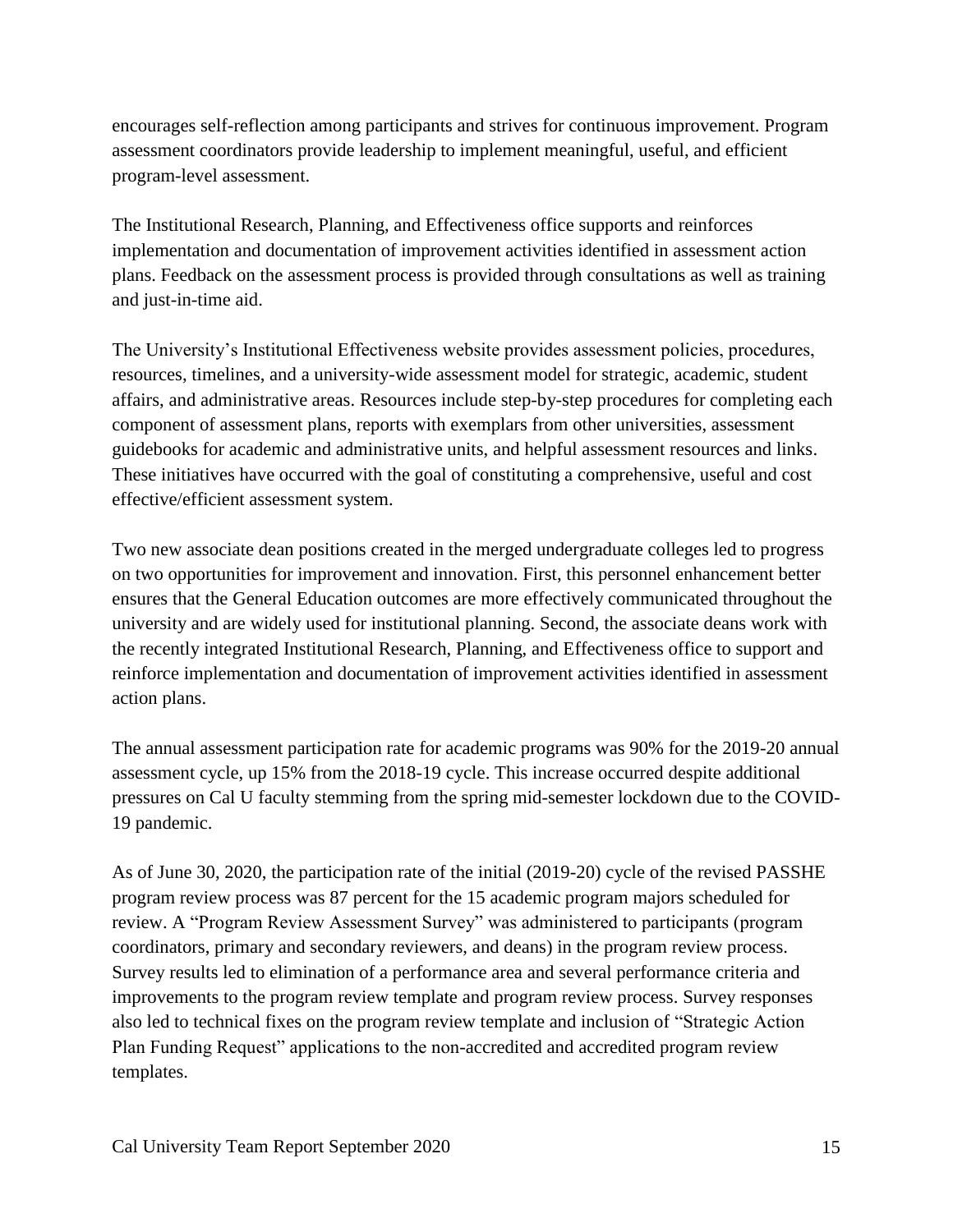encourages self-reflection among participants and strives for continuous improvement. Program assessment coordinators provide leadership to implement meaningful, useful, and efficient program-level assessment.

The Institutional Research, Planning, and Effectiveness office supports and reinforces implementation and documentation of improvement activities identified in assessment action plans. Feedback on the assessment process is provided through consultations as well as training and just-in-time aid.

The University's Institutional Effectiveness website provides assessment policies, procedures, resources, timelines, and a university-wide assessment model for strategic, academic, student affairs, and administrative areas. Resources include step-by-step procedures for completing each component of assessment plans, reports with exemplars from other universities, assessment guidebooks for academic and administrative units, and helpful assessment resources and links. These initiatives have occurred with the goal of constituting a comprehensive, useful and cost effective/efficient assessment system.

Two new associate dean positions created in the merged undergraduate colleges led to progress on two opportunities for improvement and innovation. First, this personnel enhancement better ensures that the General Education outcomes are more effectively communicated throughout the university and are widely used for institutional planning. Second, the associate deans work with the recently integrated Institutional Research, Planning, and Effectiveness office to support and reinforce implementation and documentation of improvement activities identified in assessment action plans.

The annual assessment participation rate for academic programs was 90% for the 2019-20 annual assessment cycle, up 15% from the 2018-19 cycle. This increase occurred despite additional pressures on Cal U faculty stemming from the spring mid-semester lockdown due to the COVID-19 pandemic.

As of June 30, 2020, the participation rate of the initial (2019-20) cycle of the revised PASSHE program review process was 87 percent for the 15 academic program majors scheduled for review. A "Program Review Assessment Survey" was administered to participants (program coordinators, primary and secondary reviewers, and deans) in the program review process. Survey results led to elimination of a performance area and several performance criteria and improvements to the program review template and program review process. Survey responses also led to technical fixes on the program review template and inclusion of "Strategic Action Plan Funding Request" applications to the non-accredited and accredited program review templates.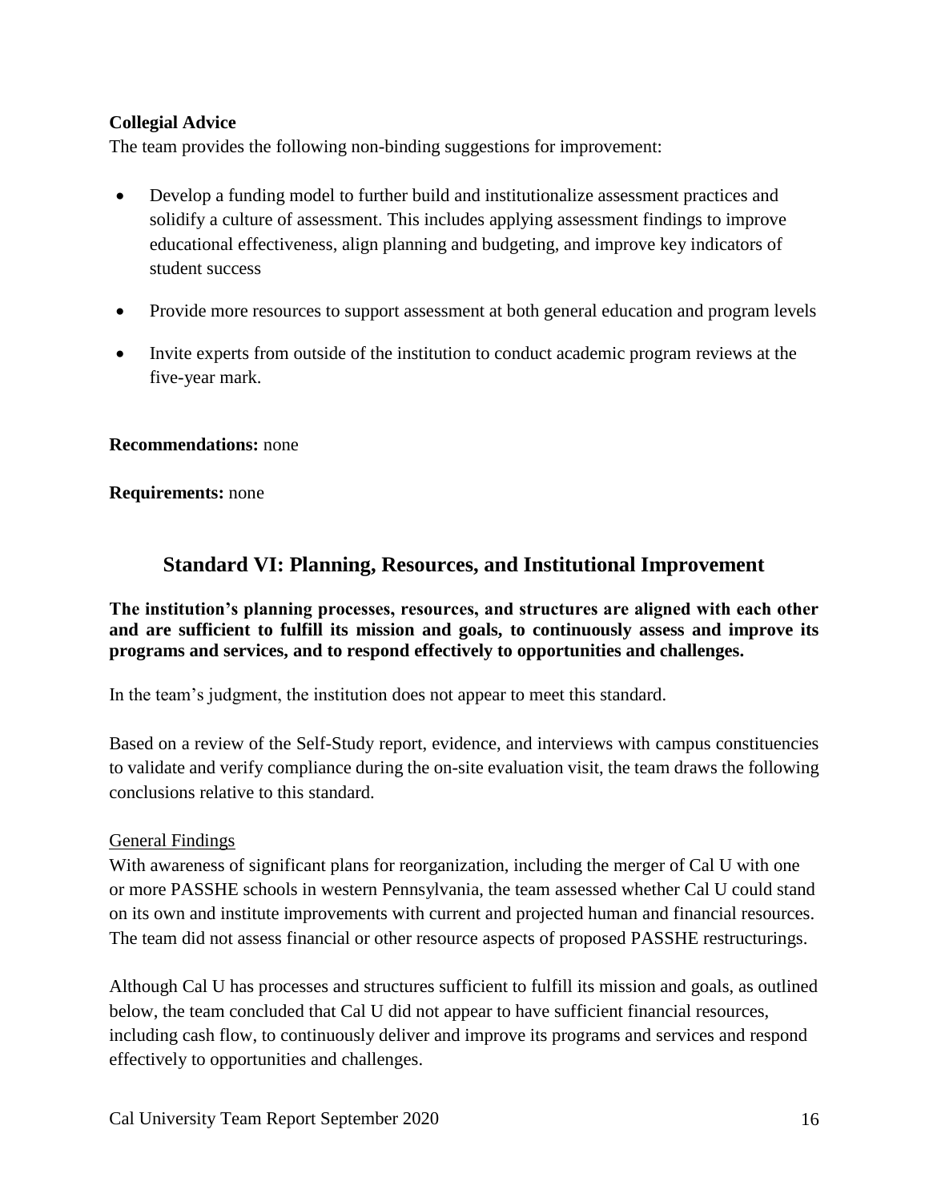**Collegial Advice**

The team provides the following non-binding suggestions for improvement:

- Develop a funding model to further build and institutionalize assessment practices and solidify a culture of assessment. This includes applying assessment findings to improve educational effectiveness, align planning and budgeting, and improve key indicators of student success
- Provide more resources to support assessment at both general education and program levels
- Invite experts from outside of the institution to conduct academic program reviews at the five-year mark.

**Recommendations:** none

**Requirements:** none

## Standard VI: Planning, Resources, and Institutional Improvement

**The institution's planning processes, resources, and structures are aligned with each other and are sufficient to fulfill its mission and goals, to continuously assess and improve its programs and services, and to respond effectively to opportunities and challenges.**

In the team's judgment, the institution does not appear to meet this standard.

Based on a review of the Self-Study report, evidence, and interviews with campus constituencies to validate and verify compliance during the on-site evaluation visit, the team draws the following conclusions relative to this standard.

General Findings

With awareness of significant plans for reorganization, including the merger of Cal U with one or more PASSHE schools in western Pennsylvania, the team assessed whether Cal U could stand on its own and institute improvements with current and projected human and financial resources. The team did not assess financial or other resource aspects of proposed PASSHE restructurings.

Although Cal U has processes and structures sufficient to fulfill its mission and goals, as outlined below, the team concluded that Cal U did not appear to have sufficient financial resources, including cash flow, to continuously deliver and improve its programs and services and respond effectively to opportunities and challenges.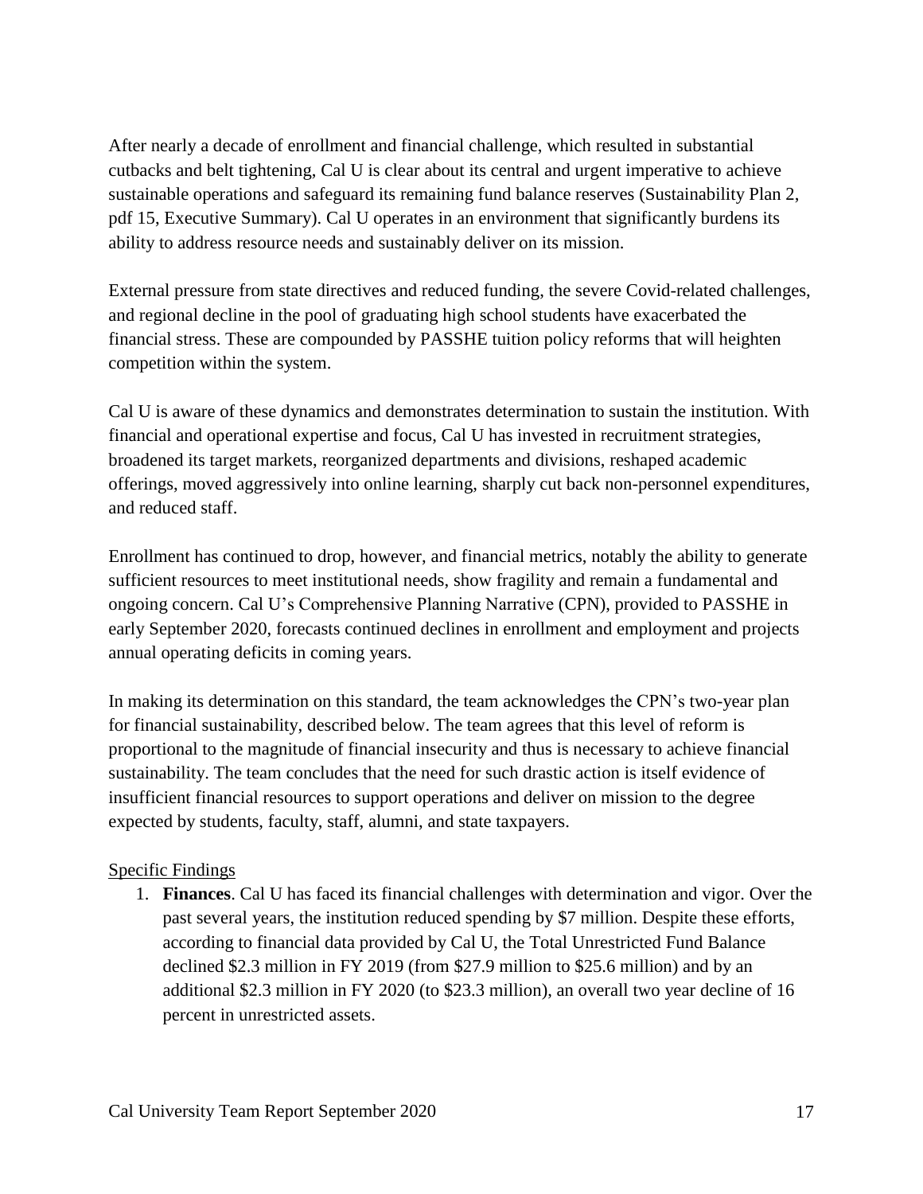After nearly a decade of enrollment and financial challenge, which resulted in substantial cutbacks and belt tightening, Cal U is clear about its central and urgent imperative to achieve sustainable operations and safeguard its remaining fund balance reserves (Sustainability Plan 2, pdf 15, Executive Summary). Cal U operates in an environment that significantly burdens its ability to address resource needs and sustainably deliver on its mission.

External pressure from state directives and reduced funding, the severe Covid-related challenges, and regional decline in the pool of graduating high school students have exacerbated the financial stress. These are compounded by PASSHE tuition policy reforms that will heighten competition within the system.

Cal U is aware of these dynamics and demonstrates determination to sustain the institution. With financial and operational expertise and focus, Cal U has invested in recruitment strategies, broadened its target markets, reorganized departments and divisions, reshaped academic offerings, moved aggressively into online learning, sharply cut back non-personnel expenditures, and reduced staff.

Enrollment has continued to drop, however, and financial metrics, notably the ability to generate sufficient resources to meet institutional needs, show fragility and remain a fundamental and ongoing concern. Cal U's Comprehensive Planning Narrative (CPN), provided to PASSHE in early September 2020, forecasts continued declines in enrollment and employment and projects annual operating deficits in coming years.

In making its determination on this standard, the team acknowledges the CPN's two-year plan for financial sustainability, described below. The team agrees that this level of reform is proportional to the magnitude of financial insecurity and thus is necessary to achieve financial sustainability. The team concludes that the need for such drastic action is itself evidence of insufficient financial resources to support operations and deliver on mission to the degree expected by students, faculty, staff, alumni, and state taxpayers.

Specific Findings

1. **Finances**. Cal U has faced its financial challenges with determination and vigor. Over the past several years, the institution reduced spending by $7 million. Despite these efforts, according to financial data provided by Cal U, the Total Unrestricted Fund Balance declined $2.3 million in FY 2019 (from $27.9 million to $25.6 million) and by an additional $2.3 million in FY 2020 (to $23.3 million), an overall two year decline of 16 percent in unrestricted assets.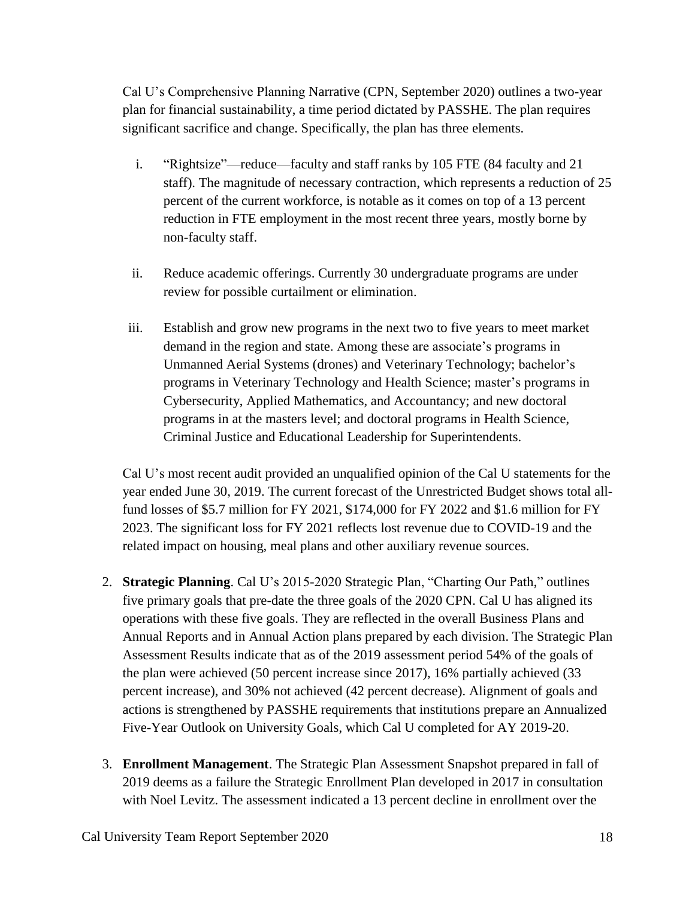Cal U's Comprehensive Planning Narrative (CPN, September 2020) outlines a two-year plan for financial sustainability, a time period dictated by PASSHE. The plan requires significant sacrifice and change. Specifically, the plan has three elements.

i. "Rightsize"—reduce—faculty and staff ranks by 105 FTE (84 faculty and 21 staff). The magnitude of necessary contraction, which represents a reduction of 25 percent of the current workforce, is notable as it comes on top of a 13 percent reduction in FTE employment in the most recent three years, mostly borne by non-faculty staff.

ii. Reduce academic offerings. Currently 30 undergraduate programs are under review for possible curtailment or elimination.

iii. Establish and grow new programs in the next two to five years to meet market demand in the region and state. Among these are associate's programs in Unmanned Aerial Systems (drones) and Veterinary Technology; bachelor's programs in Veterinary Technology and Health Science; master's programs in Cybersecurity, Applied Mathematics, and Accountancy; and new doctoral programs in at the masters level; and doctoral programs in Health Science, Criminal Justice and Educational Leadership for Superintendents.

Cal U's most recent audit provided an unqualified opinion of the Cal U statements for the year ended June 30, 2019. The current forecast of the Unrestricted Budget shows total all-fund losses of \$5.7 million for FY 2021, \$174,000 for FY 2022 and \$1.6 million for FY 2023. The significant loss for FY 2021 reflects lost revenue due to COVID-19 and the related impact on housing, meal plans and other auxiliary revenue sources.

2. **Strategic Planning**. Cal U's 2015-2020 Strategic Plan, "Charting Our Path," outlines five primary goals that pre-date the three goals of the 2020 CPN. Cal U has aligned its operations with these five goals. They are reflected in the overall Business Plans and Annual Reports and in Annual Action plans prepared by each division. The Strategic Plan Assessment Results indicate that as of the 2019 assessment period 54% of the goals of the plan were achieved (50 percent increase since 2017), 16% partially achieved (33 percent increase), and 30% not achieved (42 percent decrease). Alignment of goals and actions is strengthened by PASSHE requirements that institutions prepare an Annualized Five-Year Outlook on University Goals, which Cal U completed for AY 2019-20.

3. **Enrollment Management**. The Strategic Plan Assessment Snapshot prepared in fall of 2019 deems as a failure the Strategic Enrollment Plan developed in 2017 in consultation with Noel Levitz. The assessment indicated a 13 percent decline in enrollment over the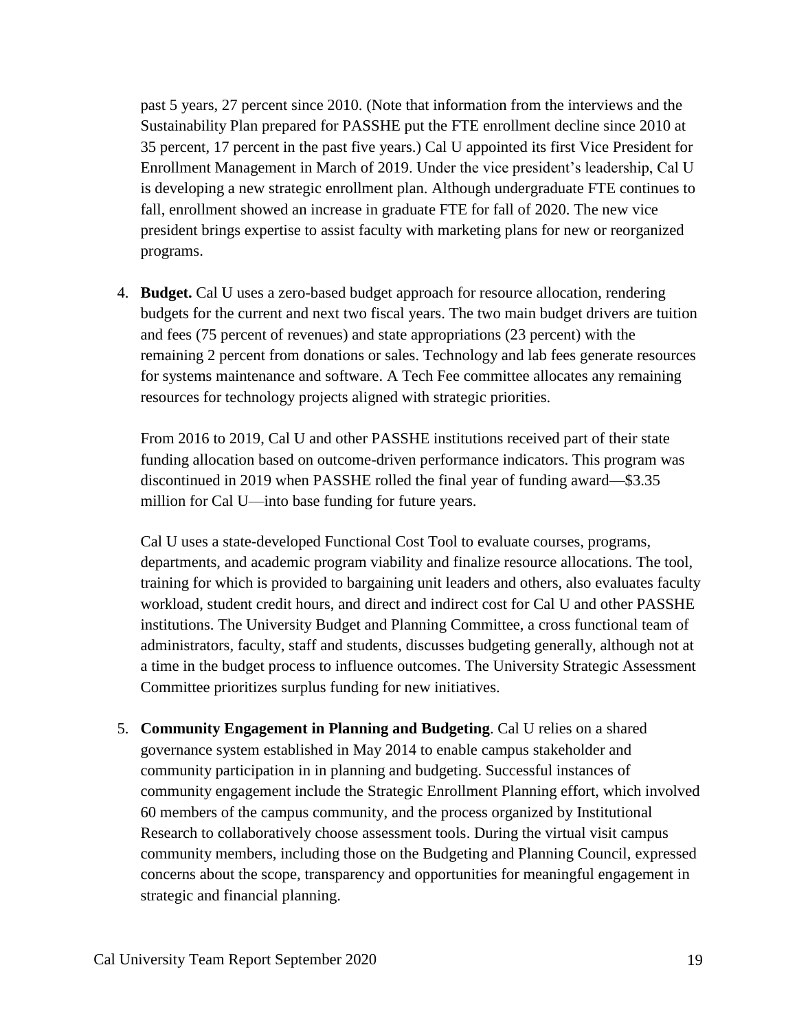past 5 years, 27 percent since 2010. (Note that information from the interviews and the Sustainability Plan prepared for PASSHE put the FTE enrollment decline since 2010 at 35 percent, 17 percent in the past five years.) Cal U appointed its first Vice President for Enrollment Management in March of 2019. Under the vice president's leadership, Cal U is developing a new strategic enrollment plan. Although undergraduate FTE continues to fall, enrollment showed an increase in graduate FTE for fall of 2020. The new vice president brings expertise to assist faculty with marketing plans for new or reorganized programs.

4. **Budget.** Cal U uses a zero-based budget approach for resource allocation, rendering budgets for the current and next two fiscal years. The two main budget drivers are tuition and fees (75 percent of revenues) and state appropriations (23 percent) with the remaining 2 percent from donations or sales. Technology and lab fees generate resources for systems maintenance and software. A Tech Fee committee allocates any remaining resources for technology projects aligned with strategic priorities.

   From 2016 to 2019, Cal U and other PASSHE institutions received part of their state funding allocation based on outcome-driven performance indicators. This program was discontinued in 2019 when PASSHE rolled the final year of funding award—$3.35 million for Cal U—into base funding for future years.

   Cal U uses a state-developed Functional Cost Tool to evaluate courses, programs, departments, and academic program viability and finalize resource allocations. The tool, training for which is provided to bargaining unit leaders and others, also evaluates faculty workload, student credit hours, and direct and indirect cost for Cal U and other PASSHE institutions. The University Budget and Planning Committee, a cross functional team of administrators, faculty, staff and students, discusses budgeting generally, although not at a time in the budget process to influence outcomes. The University Strategic Assessment Committee prioritizes surplus funding for new initiatives.

5. **Community Engagement in Planning and Budgeting**. Cal U relies on a shared governance system established in May 2014 to enable campus stakeholder and community participation in in planning and budgeting. Successful instances of community engagement include the Strategic Enrollment Planning effort, which involved 60 members of the campus community, and the process organized by Institutional Research to collaboratively choose assessment tools. During the virtual visit campus community members, including those on the Budgeting and Planning Council, expressed concerns about the scope, transparency and opportunities for meaningful engagement in strategic and financial planning.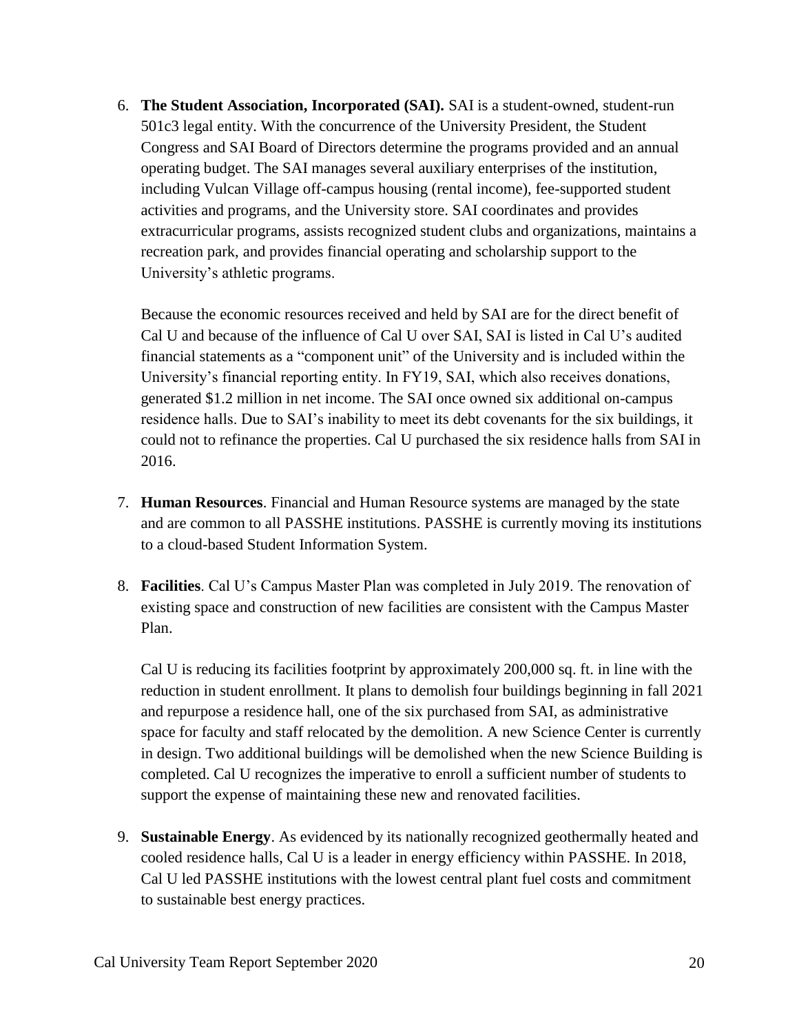6. **The Student Association, Incorporated (SAI).** SAI is a student-owned, student-run 501c3 legal entity. With the concurrence of the University President, the Student Congress and SAI Board of Directors determine the programs provided and an annual operating budget. The SAI manages several auxiliary enterprises of the institution, including Vulcan Village off-campus housing (rental income), fee-supported student activities and programs, and the University store. SAI coordinates and provides extracurricular programs, assists recognized student clubs and organizations, maintains a recreation park, and provides financial operating and scholarship support to the University's athletic programs.

   Because the economic resources received and held by SAI are for the direct benefit of Cal U and because of the influence of Cal U over SAI, SAI is listed in Cal U's audited financial statements as a "component unit" of the University and is included within the University's financial reporting entity. In FY19, SAI, which also receives donations, generated $1.2 million in net income. The SAI once owned six additional on-campus residence halls. Due to SAI's inability to meet its debt covenants for the six buildings, it could not to refinance the properties. Cal U purchased the six residence halls from SAI in 2016.

7. **Human Resources**. Financial and Human Resource systems are managed by the state and are common to all PASSHE institutions. PASSHE is currently moving its institutions to a cloud-based Student Information System.

8. **Facilities**. Cal U's Campus Master Plan was completed in July 2019. The renovation of existing space and construction of new facilities are consistent with the Campus Master Plan.

   Cal U is reducing its facilities footprint by approximately 200,000 sq. ft. in line with the reduction in student enrollment. It plans to demolish four buildings beginning in fall 2021 and repurpose a residence hall, one of the six purchased from SAI, as administrative space for faculty and staff relocated by the demolition. A new Science Center is currently in design. Two additional buildings will be demolished when the new Science Building is completed. Cal U recognizes the imperative to enroll a sufficient number of students to support the expense of maintaining these new and renovated facilities.

9. **Sustainable Energy**. As evidenced by its nationally recognized geothermally heated and cooled residence halls, Cal U is a leader in energy efficiency within PASSHE. In 2018, Cal U led PASSHE institutions with the lowest central plant fuel costs and commitment to sustainable best energy practices.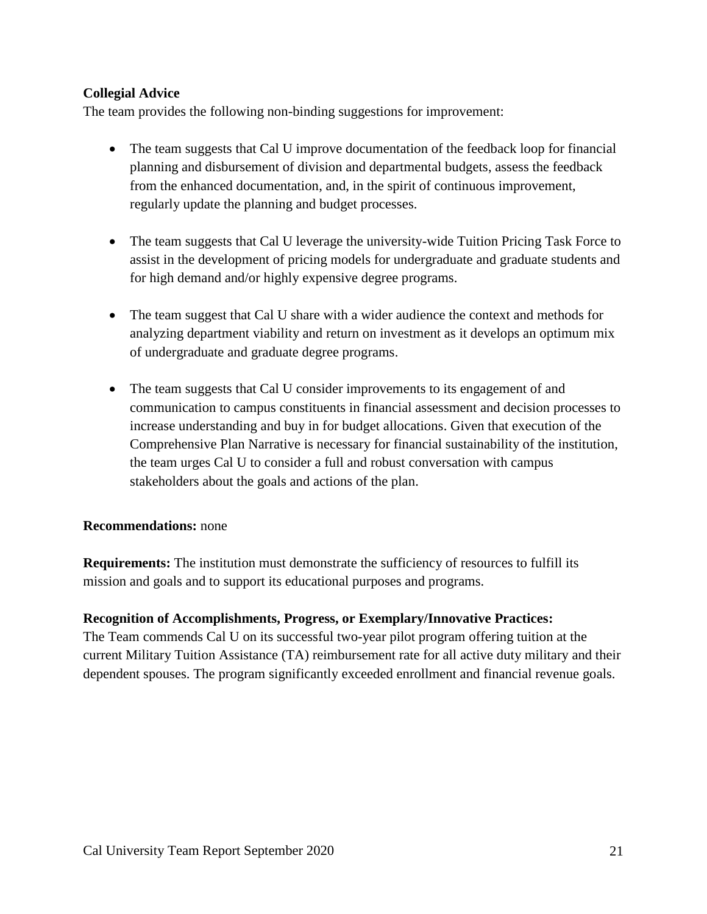**Collegial Advice**

The team provides the following non-binding suggestions for improvement:

- The team suggests that Cal U improve documentation of the feedback loop for financial planning and disbursement of division and departmental budgets, assess the feedback from the enhanced documentation, and, in the spirit of continuous improvement, regularly update the planning and budget processes.

- The team suggests that Cal U leverage the university-wide Tuition Pricing Task Force to assist in the development of pricing models for undergraduate and graduate students and for high demand and/or highly expensive degree programs.

- The team suggest that Cal U share with a wider audience the context and methods for analyzing department viability and return on investment as it develops an optimum mix of undergraduate and graduate degree programs.

- The team suggests that Cal U consider improvements to its engagement of and communication to campus constituents in financial assessment and decision processes to increase understanding and buy in for budget allocations. Given that execution of the Comprehensive Plan Narrative is necessary for financial sustainability of the institution, the team urges Cal U to consider a full and robust conversation with campus stakeholders about the goals and actions of the plan.

**Recommendations:** none

**Requirements:** The institution must demonstrate the sufficiency of resources to fulfill its mission and goals and to support its educational purposes and programs.

**Recognition of Accomplishments, Progress, or Exemplary/Innovative Practices:**
The Team commends Cal U on its successful two-year pilot program offering tuition at the current Military Tuition Assistance (TA) reimbursement rate for all active duty military and their dependent spouses. The program significantly exceeded enrollment and financial revenue goals.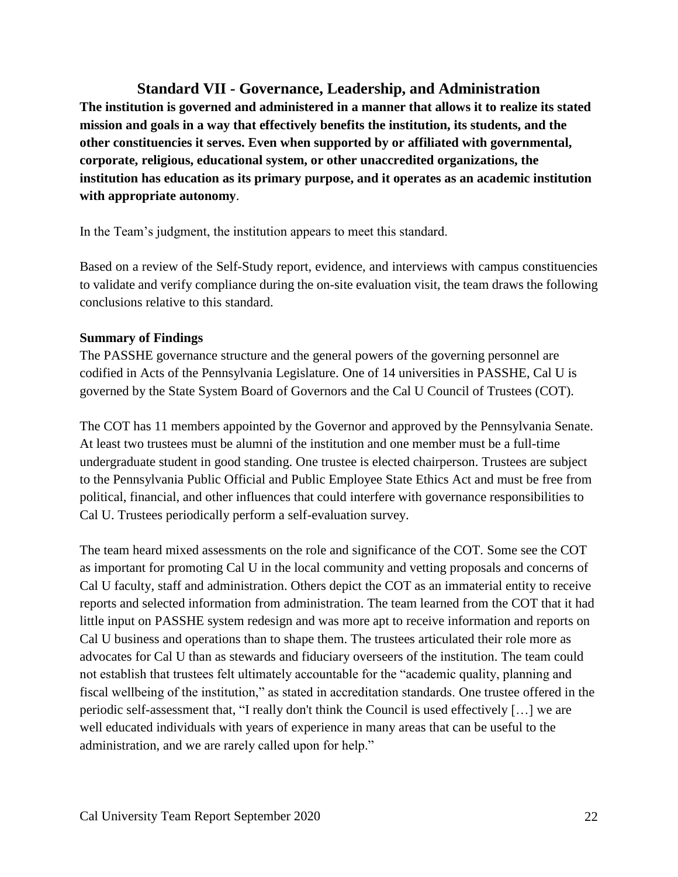## Standard VII - Governance, Leadership, and Administration

**The institution is governed and administered in a manner that allows it to realize its stated mission and goals in a way that effectively benefits the institution, its students, and the other constituencies it serves. Even when supported by or affiliated with governmental, corporate, religious, educational system, or other unaccredited organizations, the institution has education as its primary purpose, and it operates as an academic institution with appropriate autonomy**.

In the Team's judgment, the institution appears to meet this standard.

Based on a review of the Self-Study report, evidence, and interviews with campus constituencies to validate and verify compliance during the on-site evaluation visit, the team draws the following conclusions relative to this standard.

### Summary of Findings

The PASSHE governance structure and the general powers of the governing personnel are codified in Acts of the Pennsylvania Legislature. One of 14 universities in PASSHE, Cal U is governed by the State System Board of Governors and the Cal U Council of Trustees (COT).

The COT has 11 members appointed by the Governor and approved by the Pennsylvania Senate. At least two trustees must be alumni of the institution and one member must be a full-time undergraduate student in good standing. One trustee is elected chairperson. Trustees are subject to the Pennsylvania Public Official and Public Employee State Ethics Act and must be free from political, financial, and other influences that could interfere with governance responsibilities to Cal U. Trustees periodically perform a self-evaluation survey.

The team heard mixed assessments on the role and significance of the COT. Some see the COT as important for promoting Cal U in the local community and vetting proposals and concerns of Cal U faculty, staff and administration. Others depict the COT as an immaterial entity to receive reports and selected information from administration. The team learned from the COT that it had little input on PASSHE system redesign and was more apt to receive information and reports on Cal U business and operations than to shape them. The trustees articulated their role more as advocates for Cal U than as stewards and fiduciary overseers of the institution. The team could not establish that trustees felt ultimately accountable for the "academic quality, planning and fiscal wellbeing of the institution," as stated in accreditation standards. One trustee offered in the periodic self-assessment that, "I really don't think the Council is used effectively […] we are well educated individuals with years of experience in many areas that can be useful to the administration, and we are rarely called upon for help."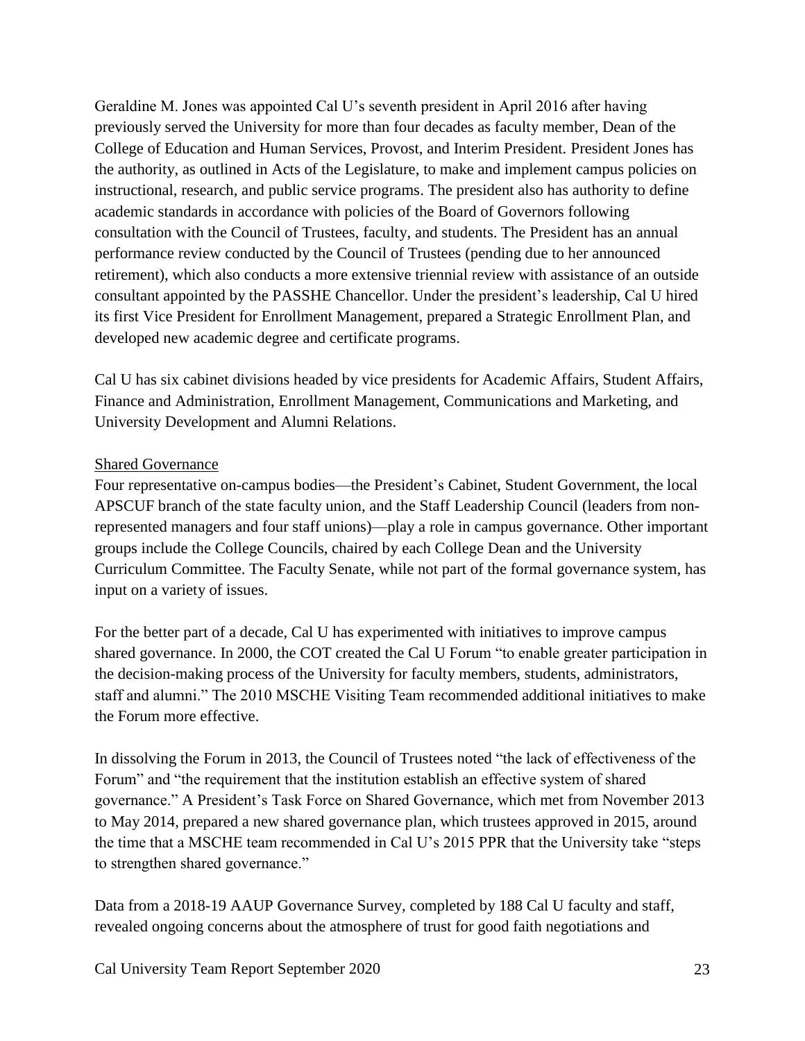Geraldine M. Jones was appointed Cal U's seventh president in April 2016 after having previously served the University for more than four decades as faculty member, Dean of the College of Education and Human Services, Provost, and Interim President. President Jones has the authority, as outlined in Acts of the Legislature, to make and implement campus policies on instructional, research, and public service programs. The president also has authority to define academic standards in accordance with policies of the Board of Governors following consultation with the Council of Trustees, faculty, and students. The President has an annual performance review conducted by the Council of Trustees (pending due to her announced retirement), which also conducts a more extensive triennial review with assistance of an outside consultant appointed by the PASSHE Chancellor. Under the president's leadership, Cal U hired its first Vice President for Enrollment Management, prepared a Strategic Enrollment Plan, and developed new academic degree and certificate programs.

Cal U has six cabinet divisions headed by vice presidents for Academic Affairs, Student Affairs, Finance and Administration, Enrollment Management, Communications and Marketing, and University Development and Alumni Relations.

Shared Governance

Four representative on-campus bodies—the President's Cabinet, Student Government, the local APSCUF branch of the state faculty union, and the Staff Leadership Council (leaders from non-represented managers and four staff unions)—play a role in campus governance. Other important groups include the College Councils, chaired by each College Dean and the University Curriculum Committee. The Faculty Senate, while not part of the formal governance system, has input on a variety of issues.

For the better part of a decade, Cal U has experimented with initiatives to improve campus shared governance. In 2000, the COT created the Cal U Forum "to enable greater participation in the decision-making process of the University for faculty members, students, administrators, staff and alumni." The 2010 MSCHE Visiting Team recommended additional initiatives to make the Forum more effective.

In dissolving the Forum in 2013, the Council of Trustees noted "the lack of effectiveness of the Forum" and "the requirement that the institution establish an effective system of shared governance." A President's Task Force on Shared Governance, which met from November 2013 to May 2014, prepared a new shared governance plan, which trustees approved in 2015, around the time that a MSCHE team recommended in Cal U's 2015 PPR that the University take "steps to strengthen shared governance."

Data from a 2018-19 AAUP Governance Survey, completed by 188 Cal U faculty and staff, revealed ongoing concerns about the atmosphere of trust for good faith negotiations and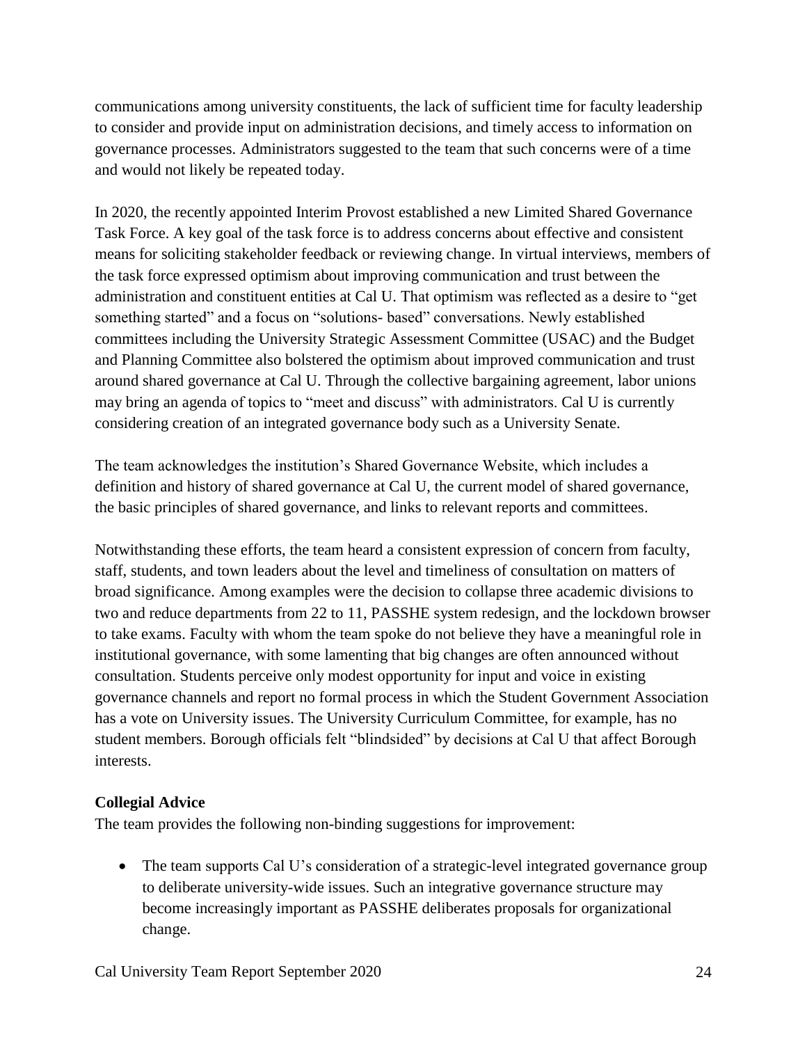communications among university constituents, the lack of sufficient time for faculty leadership to consider and provide input on administration decisions, and timely access to information on governance processes. Administrators suggested to the team that such concerns were of a time and would not likely be repeated today.

In 2020, the recently appointed Interim Provost established a new Limited Shared Governance Task Force. A key goal of the task force is to address concerns about effective and consistent means for soliciting stakeholder feedback or reviewing change. In virtual interviews, members of the task force expressed optimism about improving communication and trust between the administration and constituent entities at Cal U. That optimism was reflected as a desire to "get something started" and a focus on "solutions- based" conversations. Newly established committees including the University Strategic Assessment Committee (USAC) and the Budget and Planning Committee also bolstered the optimism about improved communication and trust around shared governance at Cal U. Through the collective bargaining agreement, labor unions may bring an agenda of topics to "meet and discuss" with administrators. Cal U is currently considering creation of an integrated governance body such as a University Senate.

The team acknowledges the institution's Shared Governance Website, which includes a definition and history of shared governance at Cal U, the current model of shared governance, the basic principles of shared governance, and links to relevant reports and committees.

Notwithstanding these efforts, the team heard a consistent expression of concern from faculty, staff, students, and town leaders about the level and timeliness of consultation on matters of broad significance. Among examples were the decision to collapse three academic divisions to two and reduce departments from 22 to 11, PASSHE system redesign, and the lockdown browser to take exams. Faculty with whom the team spoke do not believe they have a meaningful role in institutional governance, with some lamenting that big changes are often announced without consultation. Students perceive only modest opportunity for input and voice in existing governance channels and report no formal process in which the Student Government Association has a vote on University issues. The University Curriculum Committee, for example, has no student members. Borough officials felt "blindsided" by decisions at Cal U that affect Borough interests.

**Collegial Advice**

The team provides the following non-binding suggestions for improvement:

- The team supports Cal U's consideration of a strategic-level integrated governance group to deliberate university-wide issues. Such an integrative governance structure may become increasingly important as PASSHE deliberates proposals for organizational change.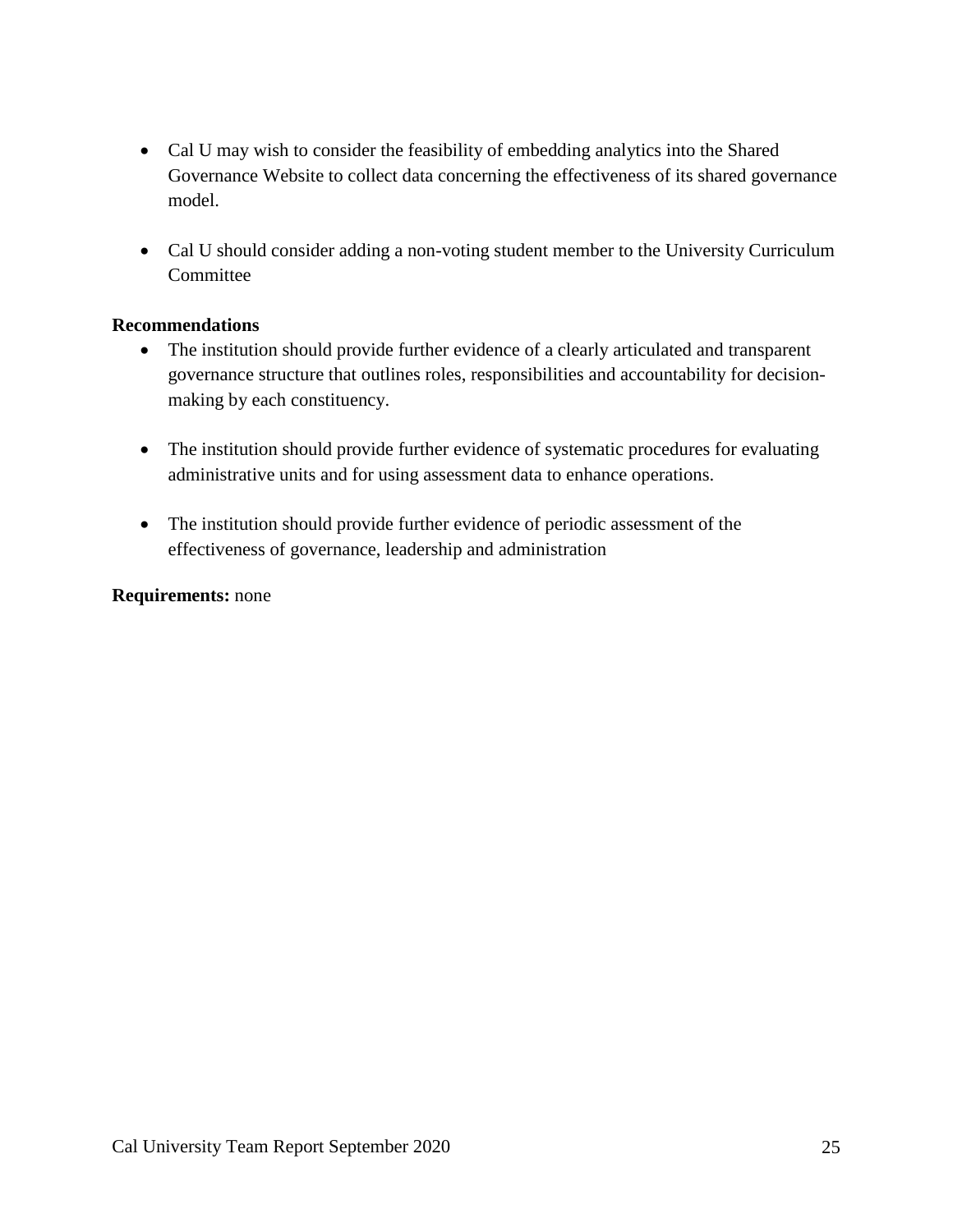- Cal U may wish to consider the feasibility of embedding analytics into the Shared Governance Website to collect data concerning the effectiveness of its shared governance model.

- Cal U should consider adding a non-voting student member to the University Curriculum Committee

**Recommendations**

- The institution should provide further evidence of a clearly articulated and transparent governance structure that outlines roles, responsibilities and accountability for decision-making by each constituency.

- The institution should provide further evidence of systematic procedures for evaluating administrative units and for using assessment data to enhance operations.

- The institution should provide further evidence of periodic assessment of the effectiveness of governance, leadership and administration

**Requirements:** none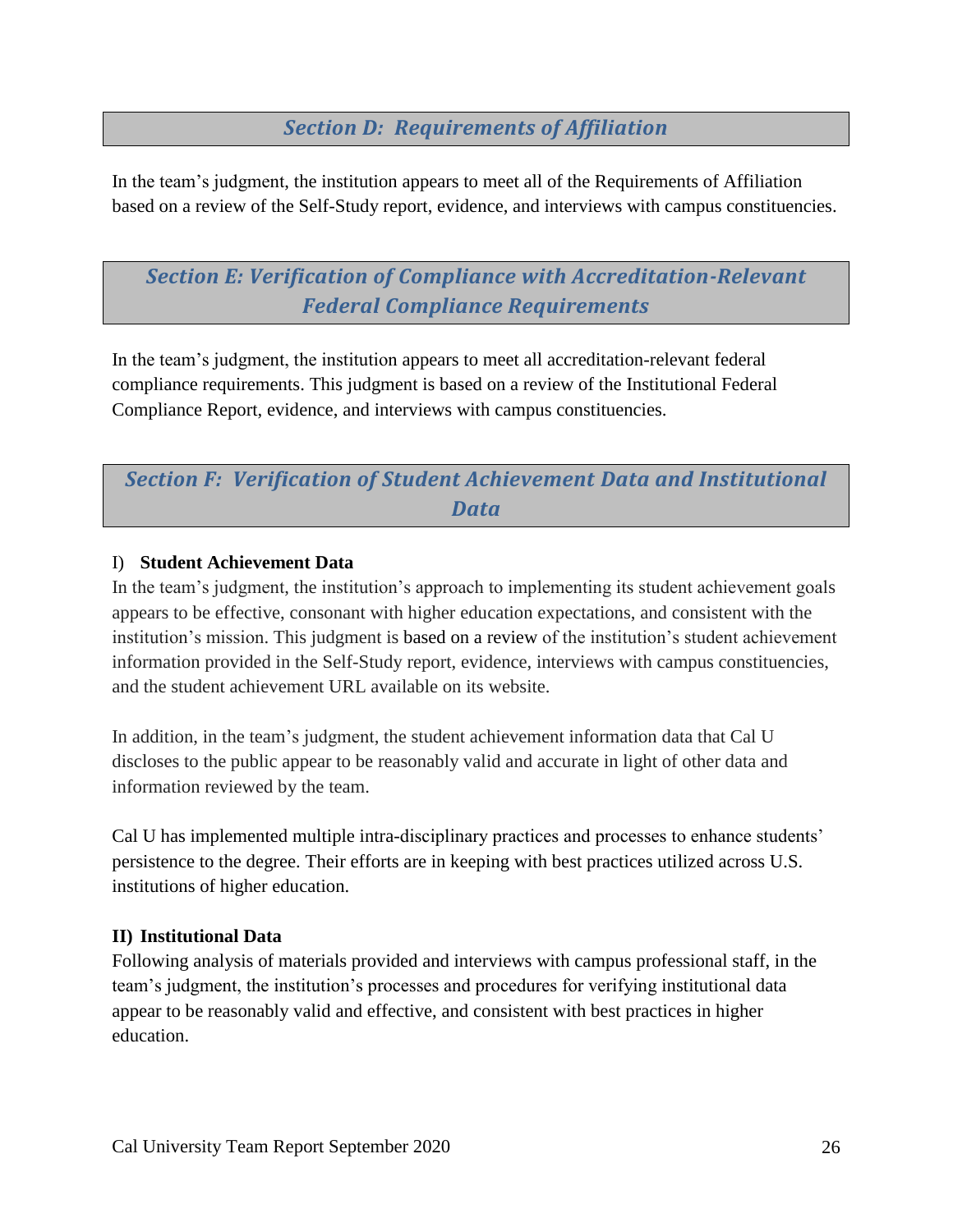## *Section D: Requirements of Affiliation*

In the team's judgment, the institution appears to meet all of the Requirements of Affiliation based on a review of the Self-Study report, evidence, and interviews with campus constituencies.

## *Section E: Verification of Compliance with Accreditation-Relevant Federal Compliance Requirements*

In the team's judgment, the institution appears to meet all accreditation-relevant federal compliance requirements. This judgment is based on a review of the Institutional Federal Compliance Report, evidence, and interviews with campus constituencies.

## *Section F: Verification of Student Achievement Data and Institutional Data*

### I) **Student Achievement Data**

In the team's judgment, the institution's approach to implementing its student achievement goals appears to be effective, consonant with higher education expectations, and consistent with the institution's mission. This judgment is based on a review of the institution's student achievement information provided in the Self-Study report, evidence, interviews with campus constituencies, and the student achievement URL available on its website.

In addition, in the team's judgment, the student achievement information data that Cal U discloses to the public appear to be reasonably valid and accurate in light of other data and information reviewed by the team.

Cal U has implemented multiple intra-disciplinary practices and processes to enhance students' persistence to the degree. Their efforts are in keeping with best practices utilized across U.S. institutions of higher education.

### **II) Institutional Data**

Following analysis of materials provided and interviews with campus professional staff, in the team's judgment, the institution's processes and procedures for verifying institutional data appear to be reasonably valid and effective, and consistent with best practices in higher education.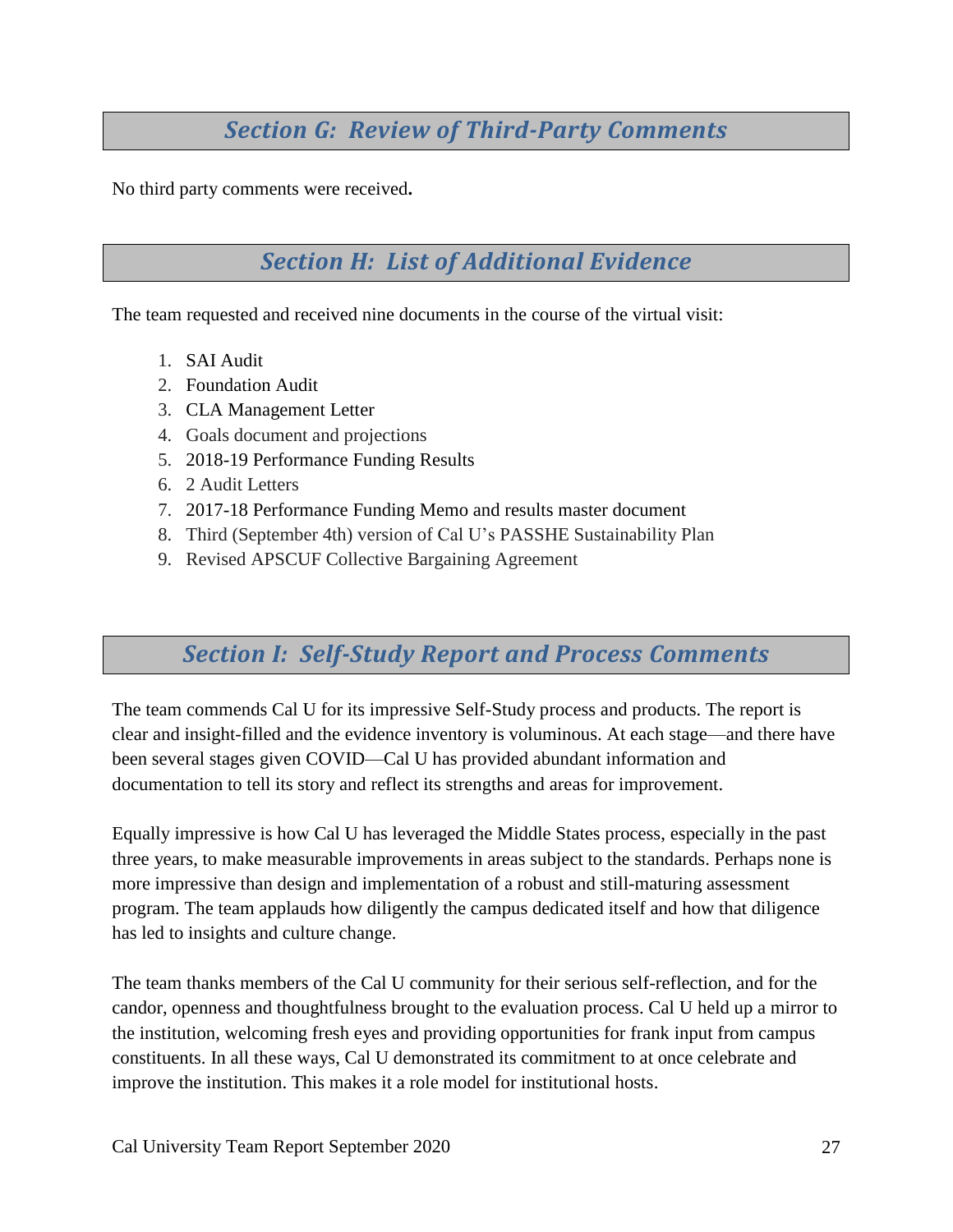## *Section G: Review of Third-Party Comments*

No third party comments were received**.**

## *Section H: List of Additional Evidence*

The team requested and received nine documents in the course of the virtual visit:

1. SAI Audit
2. Foundation Audit
3. CLA Management Letter
4. Goals document and projections
5. 2018-19 Performance Funding Results
6. 2 Audit Letters
7. 2017-18 Performance Funding Memo and results master document
8. Third (September 4th) version of Cal U's PASSHE Sustainability Plan
9. Revised APSCUF Collective Bargaining Agreement

## *Section I: Self-Study Report and Process Comments*

The team commends Cal U for its impressive Self-Study process and products. The report is clear and insight-filled and the evidence inventory is voluminous. At each stage—and there have been several stages given COVID—Cal U has provided abundant information and documentation to tell its story and reflect its strengths and areas for improvement.

Equally impressive is how Cal U has leveraged the Middle States process, especially in the past three years, to make measurable improvements in areas subject to the standards. Perhaps none is more impressive than design and implementation of a robust and still-maturing assessment program. The team applauds how diligently the campus dedicated itself and how that diligence has led to insights and culture change.

The team thanks members of the Cal U community for their serious self-reflection, and for the candor, openness and thoughtfulness brought to the evaluation process. Cal U held up a mirror to the institution, welcoming fresh eyes and providing opportunities for frank input from campus constituents. In all these ways, Cal U demonstrated its commitment to at once celebrate and improve the institution. This makes it a role model for institutional hosts.